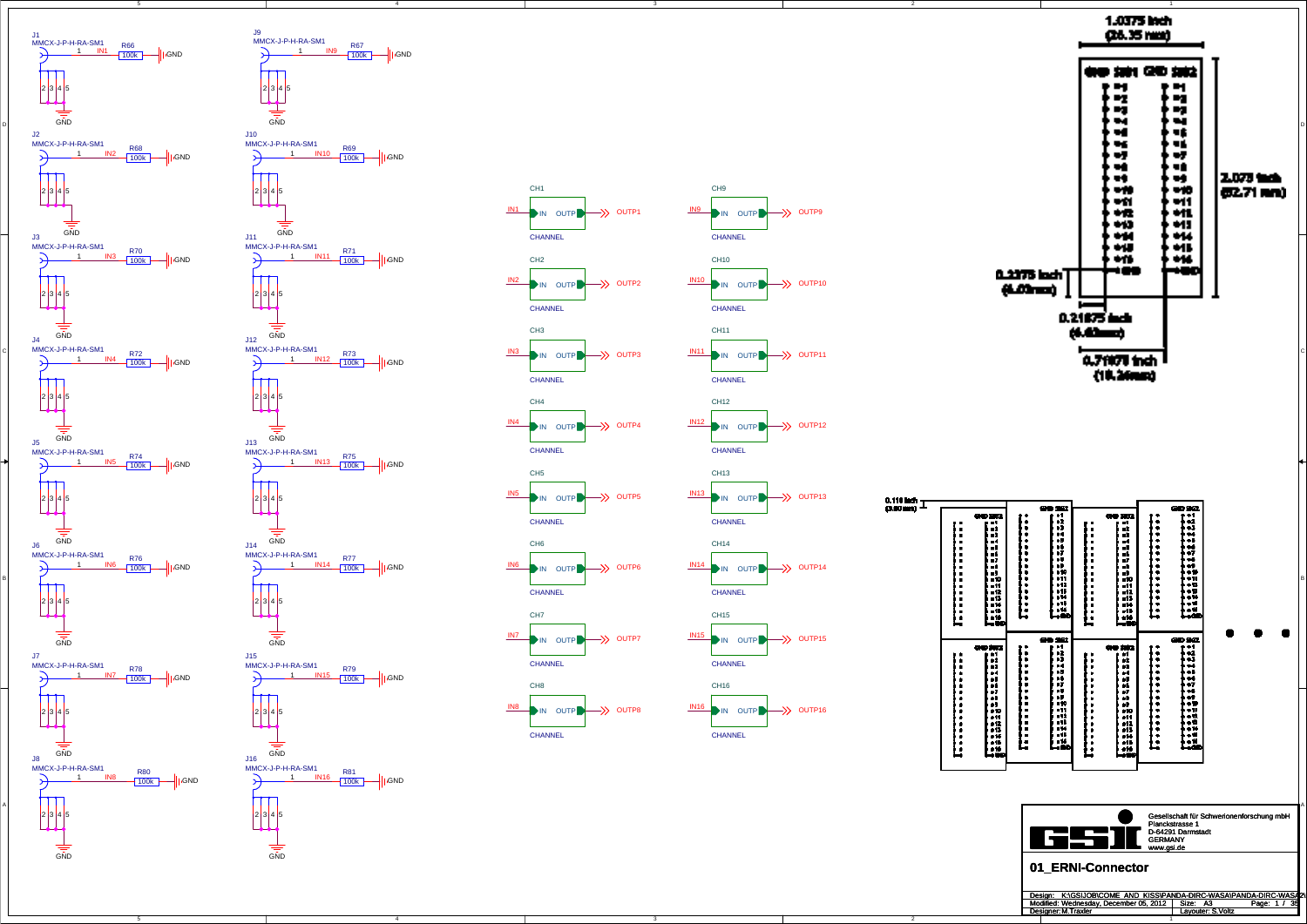J1 MMCX-J-P-H-RA-SM1 — pin 1: IN1 — R66 100k — GND; pins 2 3 4 5 — GND

J2 MMCX-J-P-H-RA-SM1 — pin 1: IN2 — R68 100k — GND; pins 2 3 4 5 — GND

J3 MMCX-J-P-H-RA-SM1 — pin 1: IN3 — R70 100k — GND; pins 2 3 4 5 — GND

J4 MMCX-J-P-H-RA-SM1 — pin 1: IN4 — R72 100k — GND; pins 2 3 4 5 — GND

J5 MMCX-J-P-H-RA-SM1 — pin 1: IN5 — R74 100k — GND; pins 2 3 4 5 — GND

J6 MMCX-J-P-H-RA-SM1 — pin 1: IN6 — R76 100k — GND; pins 2 3 4 5 — GND

J7 MMCX-J-P-H-RA-SM1 — pin 1: IN7 — R78 100k — GND; pins 2 3 4 5 — GND

J8 MMCX-J-P-H-RA-SM1 — pin 1: IN8 — R80 100k — GND; pins 2 3 4 5 — GND

J9 MMCX-J-P-H-RA-SM1 — pin 1: IN9 — R67 100k — GND; pins 2 3 4 5 — GND

J10 MMCX-J-P-H-RA-SM1 — pin 1: IN10 — R69 100k — GND; pins 2 3 4 5 — GND

J11 MMCX-J-P-H-RA-SM1 — pin 1: IN11 — R71 100k — GND; pins 2 3 4 5 — GND

J12 MMCX-J-P-H-RA-SM1 — pin 1: IN12 — R73 100k — GND; pins 2 3 4 5 — GND

J13 MMCX-J-P-H-RA-SM1 — pin 1: IN13 — R75 100k — GND; pins 2 3 4 5 — GND

J14 MMCX-J-P-H-RA-SM1 — pin 1: IN14 — R77 100k — GND; pins 2 3 4 5 — GND

J15 MMCX-J-P-H-RA-SM1 — pin 1: IN15 — R79 100k — GND; pins 2 3 4 5 — GND

J16 MMCX-J-P-H-RA-SM1 — pin 1: IN16 — R81 100k — GND; pins 2 3 4 5 — GND

| Block | Type | IN | OUTP |
|---|---|---|---|
| CH1 | CHANNEL | IN1 | OUTP1 |
| CH2 | CHANNEL | IN2 | OUTP2 |
| CH3 | CHANNEL | IN3 | OUTP3 |
| CH4 | CHANNEL | IN4 | OUTP4 |
| CH5 | CHANNEL | IN5 | OUTP5 |
| CH6 | CHANNEL | IN6 | OUTP6 |
| CH7 | CHANNEL | IN7 | OUTP7 |
| CH8 | CHANNEL | IN8 | OUTP8 |
| CH9 | CHANNEL | IN9 | OUTP9 |
| CH10 | CHANNEL | IN10 | OUTP10 |
| CH11 | CHANNEL | IN11 | OUTP11 |
| CH12 | CHANNEL | IN12 | OUTP12 |
| CH13 | CHANNEL | IN13 | OUTP13 |
| CH14 | CHANNEL | IN14 | OUTP14 |
| CH15 | CHANNEL | IN15 | OUTP15 |
| CH16 | CHANNEL | IN16 | OUTP16 |

1.0375 inch (26.35 mm)

GND SIG1 GND SIG2

2.075 inch (52.71 mm)

0.2375 inch (6.03 mm)

0.21875 inch (5.56 mm)

0.71875 inch (18.26 mm)

0.118 inch (3.00 mm)

Gesellschaft für Schwerionenforschung mbH
Planckstrasse 1
D-64291 Darmstadt
GERMANY
www.gsi.de

## 01_ERNI-Connector

Design: K:\GSI\JOB\COME_AND_KISS\PANDA-DIRC-WASA\PANDA-DIRC-WASA2\
Modified: Wednesday, December 05, 2012 | Size: A3 | Page: 1 / 35
Designer: M.Traxler | Layouter: S.Voltz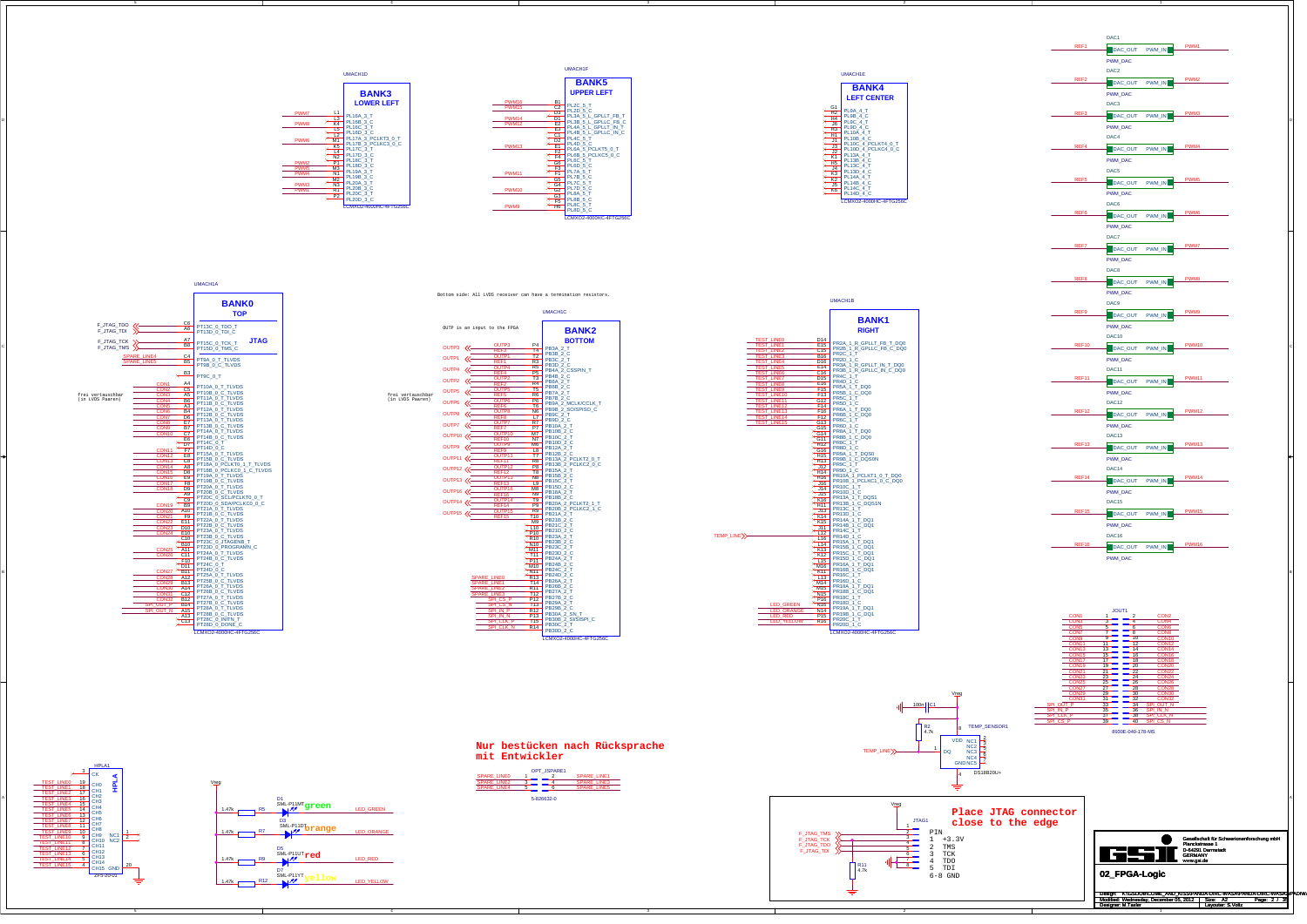## BANK3 LOWER LEFT

UMACH1D

| Net | Pin | Function |
|---|---|---|
| PWM7 | L1 | PL16A_3_T |
| | L3 | PL16B_3_C |
| PWM8 | K4 | PL16C_3_T |
| | L5 | PL16D_3_C |
| PWM6 | M1 | PL17A_3_PCLKT3_0_T |
| | K5 | PL17B_3_PCLKC3_0_C |
| | L4 | PL17C_3_T |
| | N2 | PL17D_3_C |
| PWM2 | P1 | PL18C_3_T |
| PWM5 | M3 | PL18D_3_C |
| PWM4 | N1 | PL19A_3_T |
| | M2 | PL19B_3_C |
| PWM3 | N3 | PL20A_3_T |
| PWM1 | R1 | PL20B_3_C |
| | P2 | PL20C_3_T |
| | | PL20D_3_C |

LCMXO2-4000HC-4FTG256C

## BANK5 UPPER LEFT

UMACH1F

| Net | Pin | Function |
|---|---|---|
| PWM16 | B1 | PL2C_5_T |
| PWM15 | C2 | PL2D_5_C |
| | D3 | PL3A_5_L_GPLLT_FB_T |
| PWM14 | D1 | PL3B_5_L_GPLLC_FB_C |
| PWM12 | E2 | PL4A_5_L_GPLLT_IN_T |
| | E3 | PL4B_5_L_GPLLC_IN_C |
| | E1 | PL4C_5_T |
| | D2 | PL4D_5_C |
| PWM13 | E1 | PL6A_5_PCLKT5_0_T |
| | F2 | PL6B_5_PCLKC5_0_C |
| | F4 | PL6C_5_T |
| | G6 | PL6D_5_C |
| PWM11 | F3 | PL7A_5_T |
| | F1 | PL7B_5_C |
| | G5 | PL7C_5_T |
| PWM10 | G4 | PL7D_5_C |
| | G2 | PL8A_5_T |
| | G3 | PL8B_5_C |
| PWM9 | F5 | PL8C_5_T |
| | H6 | PL8D_5_C |

LCMXO2-4000HC-4FTG256C

## BANK4 LEFT CENTER

UMACH1E

| Pin | Function |
|---|---|
| G1 | PL9A_4_T |
| H2 | PL9B_4_C |
| H4 | PL9C_4_T |
| J6 | PL9D_4_C |
| H3 | PL10A_4_T |
| H1 | PL10B_4_C |
| J1 | PL10C_4_PCLKT4_0_T |
| J3 | PL10D_4_PCLKC4_0_C |
| J2 | PL13A_4_T |
| K1 | PL13B_4_C |
| H5 | PL13C_4_T |
| J4 | PL13D_4_C |
| K3 | PL14A_4_T |
| J5 | PL14B_4_C |
| K2 | PL14C_4_T |
| K6 | PL14D_4_C |

LCMXO2-4000HC-4FTG256C

## DAC outputs

| DAC | Input | Output |
|---|---|---|
| DAC1 | REF1 → DAC_OUT, PWM_DAC | PWM_IN ← PWM1 |
| DAC2 | REF2 → DAC_OUT, PWM_DAC | PWM_IN ← PWM2 |
| DAC3 | REF3 → DAC_OUT, PWM_DAC | PWM_IN ← PWM3 |
| DAC4 | REF4 → DAC_OUT, PWM_DAC | PWM_IN ← PWM4 |
| DAC5 | REF5 → DAC_OUT, PWM_DAC | PWM_IN ← PWM5 |
| DAC6 | REF6 → DAC_OUT, PWM_DAC | PWM_IN ← PWM6 |
| DAC7 | REF7 → DAC_OUT, PWM_DAC | PWM_IN ← PWM7 |
| DAC8 | REF8 → DAC_OUT, PWM_DAC | PWM_IN ← PWM8 |
| DAC9 | REF9 → DAC_OUT, PWM_DAC | PWM_IN ← PWM9 |
| DAC10 | REF10 → DAC_OUT, PWM_DAC | PWM_IN ← PWM10 |
| DAC11 | REF11 → DAC_OUT, PWM_DAC | PWM_IN ← PWM11 |
| DAC12 | REF12 → DAC_OUT, PWM_DAC | PWM_IN ← PWM12 |
| DAC13 | REF13 → DAC_OUT, PWM_DAC | PWM_IN ← PWM13 |
| DAC14 | REF14 → DAC_OUT, PWM_DAC | PWM_IN ← PWM14 |
| DAC15 | REF15 → DAC_OUT, PWM_DAC | PWM_IN ← PWM15 |
| DAC16 | REF16 → DAC_OUT, PWM_DAC | PWM_IN ← PWM16 |

## BANK0 TOP

UMACH1A

frei vertauschbar (in LVDS Paaren)

| Net | Pin | Function |
|---|---|---|
| F_JTAG_TDO | C6 | PT13C_0_TDO_T |
| F_JTAG_TDI | A6 | PT13D_0_TDI_C |
| F_JTAG_TCK | A7 | PT15C_0_TCK_T |
| F_JTAG_TMS | B8 | PT15D_0_TMS_C |
| SPARE_LINE4 | C4 | PT9A_0_T_TLVDS |
| SPARE_LINE5 | B5 | PT9B_0_C_TLVDS |
| | B3 | PT9C_0_T |
| CON1 | A4 | PT10A_0_T_TLVDS |
| CON2 | C5 | PT10B_0_C_TLVDS |
| CON3 | A3 | PT11A_0_T_TLVDS |
| CON4 | B6 | PT11B_0_C_TLVDS |
| CON5 | A3 | PT12A_0_T_TLVDS |
| CON6 | B4 | PT12B_0_C_TLVDS |
| CON7 | D6 | PT13A_0_T_TLVDS |
| CON8 | E6 | PT13B_0_C_TLVDS |
| CON9 | B7 | PT14A_0_T_TLVDS |
| CON10 | C7 | PT14B_0_C_TLVDS |
| | E8 | PT14C_0_T |
| | D7 | PT14D_0_C |
| CON11 | F7 | PT15A_0_T_TLVDS |
| CON12 | E8 | PT15B_0_C_TLVDS |
| CON13 | C8 | PT18A_0_PCLKT0_1_T_TLVDS |
| CON14 | A8 | PT18B_0_PCLKC0_1_C_TLVDS |
| CON15 | D8 | PT19A_0_T_TLVDS |
| CON16 | E9 | PT19B_0_C_TLVDS |
| CON17 | F8 | PT20A_0_T_TLVDS |
| CON18 | D9 | PT20B_0_C_TLVDS |
| | A9 | PT20C_0_SCL/PCLKT0_0_T |
| CON19 | C9 | PT20D_0_SDA/PCLKC0_0_C |
| CON20 | B9 | PT21A_0_T_TLVDS |
| CON21 | A10 | PT21B_0_C_TLVDS |
| CON22 | F9 | PT22A_0_T_TLVDS |
| CON23 | E11 | PT22B_0_C_TLVDS |
| CON24 | D10 | PT23A_0_T_TLVDS |
| | E10 | PT23B_0_C_TLVDS |
| | C10 | PT23C_0_JTAGENB_T |
| | B10 | PT23D_0_PROGRAMN_C |
| CON25 | A11 | PT24A_0_T_TLVDS |
| CON26 | C11 | PT24B_0_C_TLVDS |
| | E9 | PT24C_0_T |
| | D11 | PT24D_0_C |
| CON27 | D11 | PT25A_0_T_TLVDS |
| CON28 | A12 | PT25B_0_C_TLVDS |
| CON29 | B13 | PT26A_0_T_TLVDS |
| CON30 | A14 | PT26B_0_C_TLVDS |
| CON31 | C12 | PT27A_0_T_TLVDS |
| CON32 | B12 | PT27B_0_C_TLVDS |
| SPI_OUT_P | B14 | PT28A_0_T_TLVDS |
| SPI_OUT_N | A15 | PT28B_0_C_TLVDS |
| | A13 | PT28C_0_INITN_T |
| | C13 | PT28D_0_DONE_C |

LCMXO2-4000HC-4FTG256C

Bottom side: All LVDS receiver can have a termination resistors.

## BANK2 BOTTOM

UMACH1C

OUTP is an input to the FPGA

frei vertauschbar (in LVDS Paaren)

| Net | Pin | Function |
|---|---|---|
| OUTP3 | P4 | PB3A_2_T |
| REF3 | T2 | PB3B_2_C |
| OUTP1 | T3 | PB3C_2_T |
| REF1 | R3 | PB3D_2_C |
| OUTP4 | R5 | PB4A_2_CSSPIN_T |
| REF4 | P5 | PB4B_2_C |
| OUTP2 | T4 | PB6A_2_T |
| REF2 | R4 | PB6B_2_C |
| OUTP5 | N6 | PB6B_2_MCLK/CCLK_T |
| REF5 | R6 | PB7A_2_T |
| OUTP6 | P6 | PB7B_2_C |
| REF6 | T6 | PB9A_2_MCLK/CCLK_T |
| OUTP8 | M7 | PB9B_2_SO/SPISO_C |
| REF8 | L7 | PB9D_2_C |
| OUTP7 | R7 | PB10A_2_T |
| REF7 | T7 | PB10B_2_C |
| OUTP10 | N7 | PB10C_2_T |
| REF10 | P8 | PB10D_2_C |
| OUTP9 | M8 | PB12A_2_T |
| REF9 | L8 | PB12B_2_C |
| OUTP11 | T7 | PB12C_2_T |
| REF11 | R8 | PB13A_2_PCLKT2_0_T |
| OUTP12 | P8 | PB13B_2_PCLKC2_0_C |
| REF12 | T8 | PB15A_2_T |
| OUTP13 | N8 | PB15B_2_C |
| REF13 | L9 | PB15C_2_T |
| OUTP16 | M9 | PB15D_2_C |
| REF16 | N9 | PB18A_2_T |
| OUTP14 | T9 | PB18B_2_C |
| REF14 | P9 | PB20A_2_PCLKT2_1_T |
| OUTP15 | R9 | PB20B_2_PCLKC2_1_C |
| REF15 | T10 | PB21A_2_T |
| | M9 | PB21B_2_C |
| | L10 | PB21C_2_T |
| | P10 | PB21D_2_C |
| | R10 | PB23A_2_T |
| | N10 | PB23B_2_C |
| | M11 | PB23C_2_T |
| | T11 | PB23D_2_C |
| | M10 | PB24B_2_C |
| | R11 | PB24C_2_T |
| SPARE_LINE0 | P11 | PB24D_2_C |
| SPARE_LINE1 | T14 | PB26A_2_T |
| SPARE_LINE2 | R11 | PB26B_2_C |
| SPARE_LINE3 | T12 | PB27B_2_C |
| SPI_CS_P | P12 | PB29A_2_T |
| SPI_CS_N | R12 | PB29B_2_C |
| SPI_IN_P | R13 | PB30A_2_SN_T |
| SPI_IN_N | P13 | PB30B_2_SISPI_C |
| SPI_CLK_P | T13 | PB30C_2_T |
| SPI_CLK_N | R14 | PB30D_2_C |

LCMXO2-4000HC-4FTG256C

## BANK1 RIGHT

UMACH1B

| Net | Pin | Function |
|---|---|---|
| TEST_LINE0 | D14 | PR2A_1_R_GPLLT_FB_T_DQ0 |
| TEST_LINE1 | E15 | PR2B_1_R_GPLLC_FB_C_DQ0 |
| TEST_LINE2 | C15 | PR2C_1_T |
| TEST_LINE3 | B16 | PR2D_1_C |
| TEST_LINE4 | D16 | PR3A_1_R_GPLLT_IN_T_DQ0 |
| TEST_LINE5 | E14 | PR3B_1_R_GPLLC_IN_C_DQ0 |
| TEST_LINE6 | C16 | PR4C_1_T |
| TEST_LINE7 | D15 | PR4D_1_C |
| TEST_LINE8 | E16 | PR5A_1_T_DQ0 |
| TEST_LINE9 | F15 | PR5B_1_C_DQ0 |
| TEST_LINE10 | F13 | PR5C_1_T |
| TEST_LINE11 | G12 | PR5D_1_C |
| TEST_LINE12 | F14 | PR6A_1_T_DQ0 |
| TEST_LINE13 | F16 | PR6B_1_C_DQ0 |
| TEST_LINE14 | F12 | PR6C_1_T |
| TEST_LINE15 | G13 | PR6D_1_C |
| | G15 | PR8A_1_T_DQ0 |
| | G14 | PR8B_1_C_DQ0 |
| | G11 | PR8C_1_T |
| | H12 | PR8D_1_C |
| | G16 | PR9A_1_T_DQS0 |
| | H15 | PR9B_1_C_DQS0N |
| | H13 | PR9C_1_T |
| | J12 | PR9D_1_C |
| | H14 | PR10A_1_PCLKT1_0_T_DQ0 |
| | H16 | PR10B_1_PCLKC1_0_C_DQ0 |
| | J16 | PR10C_1_T |
| | J14 | PR10D_1_C |
| | J15 | PR13A_1_T_DQS1 |
| | K16 | PR13B_1_C_DQS1N |
| | K11 | PR13C_1_T |
| | J13 | PR13D_1_C |
| | K14 | PR14A_1_T_DQ1 |
| | K15 | PR14B_1_C_DQ1 |
| | J11 | PR14C_1_T |
| TEMP_LINE | L12 | PR14D_1_C |
| | K12 | PR15A_1_T_DQ1 |
| | L14 | PR15B_1_C_DQ1 |
| | K13 | PR15C_1_T_DQ1 |
| | L15 | PR15D_1_C_DQ1 |
| | M16 | PR16A_1_T_DQ1 |
| | L16 | PR16B_1_C_DQ1 |
| | L13 | PR16C_1_T |
| | M14 | PR16D_1_C |
| | M15 | PR18A_1_T_DQ1 |
| | N15 | PR18B_1_C_DQ1 |
| | M12 | PR18C_1_T |
| LED_GREEN | P16 | PR18D_1_C |
| LED_ORANGE | N16 | PR19A_1_T_DQ1 |
| LED_RED | N14 | PR19B_1_C_DQ1 |
| LED_YELLOW | P15 | PR20C_1_T |
| | R16 | PR20D_1_C |

LCMXO2-4000HC-4FTG256C

## JOUT1

| Net | Pin | Pin | Net |
|---|---|---|---|
| CON1 | 1 | 2 | CON2 |
| CON3 | 3 | 4 | CON4 |
| CON5 | 5 | 6 | CON6 |
| CON7 | 7 | 8 | CON8 |
| CON9 | 9 | 10 | CON10 |
| CON11 | 11 | 12 | CON12 |
| CON13 | 13 | 14 | CON14 |
| CON15 | 15 | 16 | CON16 |
| CON17 | 17 | 18 | CON18 |
| CON19 | 19 | 20 | CON20 |
| CON21 | 21 | 22 | CON22 |
| CON23 | 23 | 24 | CON24 |
| CON25 | 25 | 26 | CON26 |
| CON27 | 27 | 28 | CON28 |
| CON29 | 29 | 30 | CON30 |
| CON31 | 31 | 32 | CON32 |
| SPI_OUT_P | 33 | 34 | SPI_OUT_N |
| SPI_IN_P | 35 | 36 | SPI_IN_N |
| SPI_CLK_P | 37 | 38 | SPI_CLK_N |
| SPI_CS_P | 39 | 40 | SPI_CS_N |

8930E-040-178-MS

## TEMP_SENSOR1

Vreg; 100n C1; R2 4.7k

DS18B20U+: VDD (8), DQ (1) ← TEMP_LINE, NC1–NC5 (2, 3, 5, 6, 7), GND (4)

## HPLA1 (HPLA)

| Net | Pin | Function |
|---|---|---|
| | 3 | CK |
| TEST_LINE0 | 19 | CH0 |
| TEST_LINE1 | 18 | CH1 |
| TEST_LINE2 | 17 | CH2 |
| TEST_LINE3 | 16 | CH3 |
| TEST_LINE4 | 15 | CH4 |
| TEST_LINE5 | 14 | CH5 |
| TEST_LINE6 | 13 | CH6 |
| TEST_LINE7 | 12 | CH7 |
| TEST_LINE8 | 11 | CH8 |
| TEST_LINE9 | 10 | CH9 |
| TEST_LINE10 | 9 | CH10 |
| TEST_LINE11 | 8 | CH11 |
| TEST_LINE12 | 7 | CH12 |
| TEST_LINE13 | 6 | CH13 |
| TEST_LINE14 | 5 | CH14 |
| TEST_LINE15 | 4 | CH15 |
| | 1 | NC1 |
| | 2 | NC2 |
| | 20 | GND |

2-5-20-01

## LEDs

Vreg

| Resistor | Value | LED | Type | Color | Net |
|---|---|---|---|---|---|
| R5 | 1.47k | D1 | SML-P11MT | green | LED_GREEN |
| R7 | 1.47k | D3 | SML-P11DT | orange | LED_ORANGE |
| R9 | 1.47k | D5 | SML-P11UT | red | LED_RED |
| R12 | 1.47k | D7 | SML-P11YT | yellow | LED_YELLOW |

## OPT_JSPARE1

**Nur bestücken nach Rücksprache mit Entwickler**

| Net | Pin | Pin | Net |
|---|---|---|---|
| SPARE_LINE0 | 1 | 2 | SPARE_LINE1 |
| SPARE_LINE2 | 3 | 4 | SPARE_LINE3 |
| SPARE_LINE4 | 5 | 6 | SPARE_LINE5 |

5-826632-0

## JTAG1

**Place JTAG connector close to the edge**

Vreg; R11 4.7k

| Net | PIN | Signal |
|---|---|---|
| | 1 | +3.3V |
| F_JTAG_TMS | 2 | TMS |
| F_JTAG_TCK | 3 | TCK |
| F_JTAG_TDO | 4 | TDO |
| F_JTAG_TDI | 5 | TDI |
| | 6-8 | GND |

Gesellschaft für Schwerionenforschung mbH, Planckstrasse 1, D-64291 Darmstadt, GERMANY, www.gsi.de

**02_FPGA-Logic**

Modified: Wednesday, December 05, 2012 | Size: A2 | Designer: M.Traxler | Layouter: S.Voltz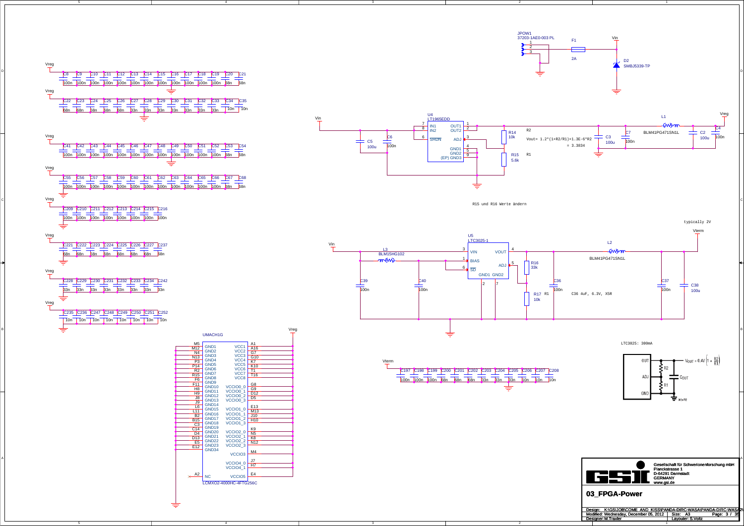# 03_FPGA-Power

JPOW1
37203-1AE0-003 PL

F1
2A

Vin

D2
SMBJ5339-TP

U4
LT1965EDD

IN1
IN2
SHDN
OUT1
OUT2
ADJ
GND1
GND2
(EP) GND3

C5 100u
C6 100n

R14 10k
R15 5.6k

R2
R1

Vout= 1.2*(1+R2/R1)+1.3E-6*R2
= 3.3834

C3 100u
C7 100n

L1
BLM41PG471SN1L

C2 100u
C4 100n

Vreg

R15 und R16 Werte ändern

typically 2V

Vterm

U5
LTC3025-1

VIN
BIAS
SD
VOUT
ADJ
GND1 GND2

L3
BLM15HG102

C39 100n
C40 100n

R16 33k
R17 10k

C36 100n

C36 4uF, 6.3V, X5R

L2
BLM41PG471SN1L

C37 100n
C38 100u

LTC3025: 300mA

$V_{OUT} = 0.4V\left(1 + \frac{R2}{R1}\right)$

Vreg: C8–C19 100n, C20 68n, C21 68n

Vreg: C22–C27 68n, C28–C33 33n, C34 10n, C35 10n

Vreg: C41–C52 100n, C53 68n, C54 68n

Vreg: C55–C66 100n, C67 68n, C68 68n

Vreg: C209–C216 100n

Vreg: C221–C227, C237 68n

Vreg: C228–C234, C242 33n

Vreg: C235, C236, C247–C252 10n

Vterm: C197–C199 100n, C200–C202 68n, C203–C205 33n, C206–C208 10n

UMACH1G
LCMXO2-4000HC-4FTG256C

| Pin | Name | Name | Pin |
|---|---|---|---|
| M5 | GND1 | VCC1 | A1 |
| M12 | GND2 | VCC2 | A16 |
| N4 | GND3 | VCC3 | G7 |
| N13 | GND4 | VCC4 | G10 |
| P3 | GND5 | VCC5 | K7 |
| P14 | GND6 | VCC6 | K10 |
| R2 | GND7 | VCC7 | T1 |
| R15 | GND8 | VCC8 | T16 |
| F6 | GND9 | VCCIO0_0 | G8 |
| F11 | GND10 | VCCIO0_1 | G9 |
| H8 | GND11 | VCCIO0_2 | D12 |
| H9 | GND12 | VCCIO0_3 | D5 |
| J8 | GND13 | VCCIO1_0 | E13 |
| J9 | GND14 | VCCIO1_1 | M13 |
| L6 | GND15 | VCCIO1_2 | J10 |
| L11 | GND16 | VCCIO1_3 | H10 |
| B2 | GND17 | VCCIO2_0 | K9 |
| B15 | GND18 | VCCIO2_1 | N5 |
| C3 | GND19 | VCCIO2_2 | K8 |
| C14 | GND20 | VCCIO2_3 | N12 |
| D4 | GND21 | VCCIO3 | M4 |
| D13 | GND22 | VCCIO4_0 | J7 |
| E5 | GND23 | VCCIO4_1 | H7 |
| E12 | GND34 | VCCIO5 | E4 |
| A2 | NC | | |

Gesellschaft für Schwerionenforschung mbH
Planckstrasse 1
D-64291 Darmstadt
GERMANY
www.gsi.de

Design: K:\GSI\JOB\COME_AND_KISS\PANDA-DIRC-WASA\PANDA-DIRC-WASA2\
Modified: Wednesday, December 05, 2012
Size: A3
Designer: M.Traxler
Layouter: S.Voltz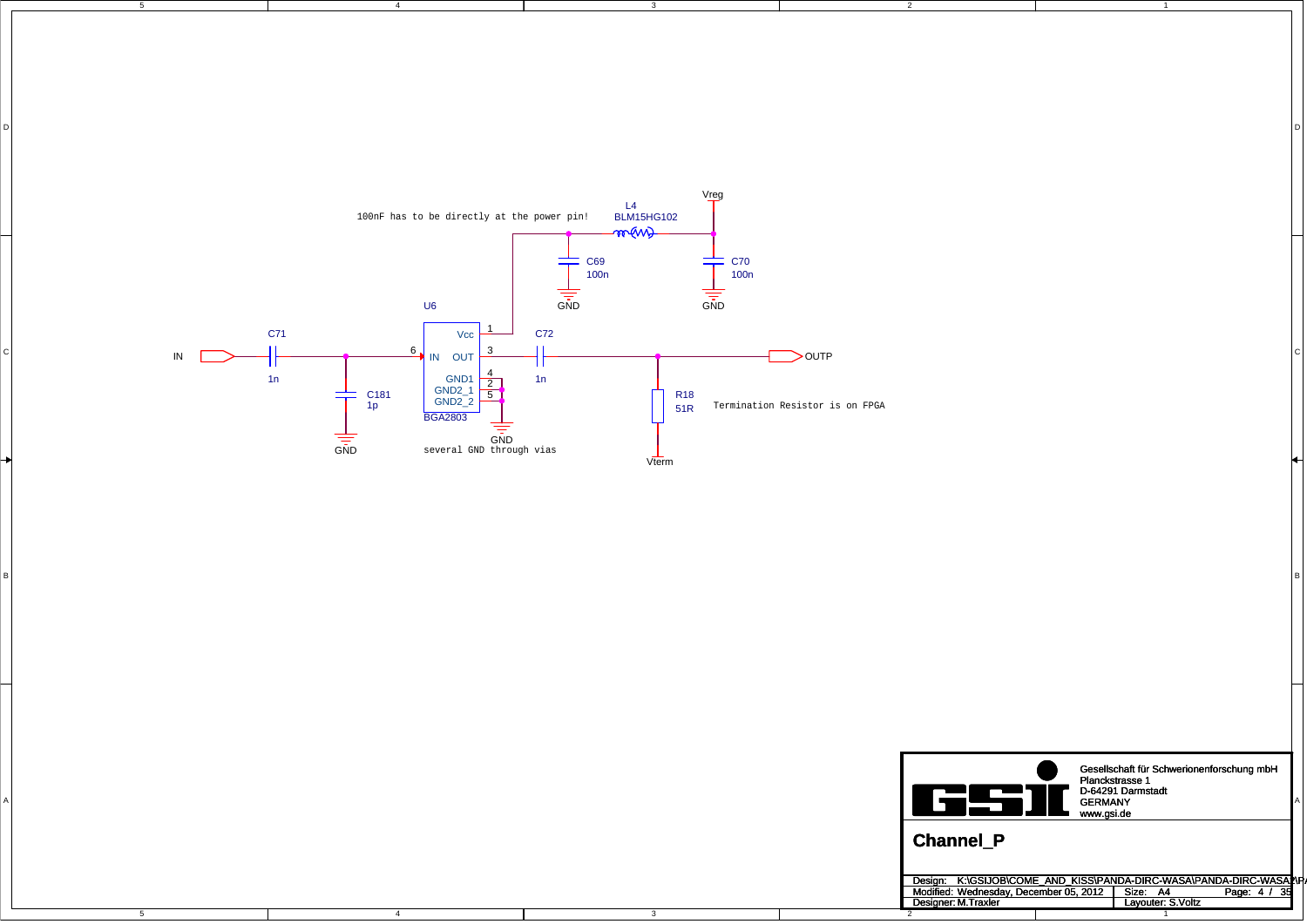100nF has to be directly at the power pin!

L4
BLM15HG102

Vreg

C69
100n

GND

C70
100n

GND

U6

C71

IN

1n

C181
1p

GND

6 IN

Vcc 1

OUT 3

GND1 4

GND2_1 2

GND2_2 5

BGA2803

GND

several GND through vias

C72

1n

R18
51R

Vterm

Termination Resistor is on FPGA

OUTP

Gesellschaft für Schwerionenforschung mbH
Planckstrasse 1
D-64291 Darmstadt
GERMANY
www.gsi.de

## Channel_P

| Design: K:\GSIJOB\COME_AND_KISS\PANDA-DIRC-WASA\PANDA-DIRC-WASA\PA | |
|---|---|
| Modified: Wednesday, December 05, 2012 | Size: A4 Page: 4 / 35 |
| Designer: M.Traxler | Layouter: S.Voltz |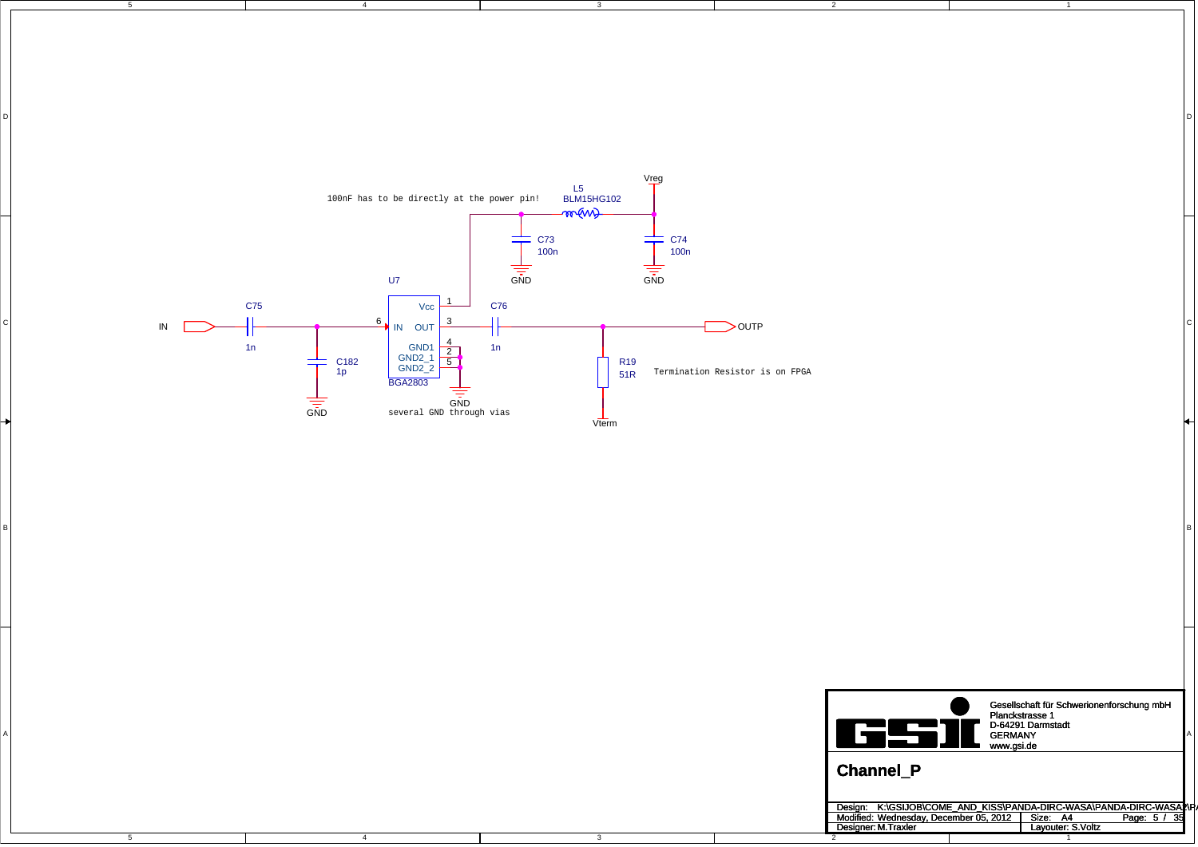100nF has to be directly at the power pin!

L5
BLM15HG102

Vreg

C73
100n

C74
100n

GND

GND

U7

BGA2803

Vcc 1

6 IN

OUT 3

GND1 4

GND2_1 2

GND2_2 5

C75
1n

IN

C182
1p

GND

C76
1n

OUTP

R19
51R

Termination Resistor is on FPGA

Vterm

GND

several GND through vias

Gesellschaft für Schwerionenforschung mbH
Planckstrasse 1
D-64291 Darmstadt
GERMANY
www.gsi.de

**Channel_P**

Design: K:\GSIJOB\COME_AND_KISS\PANDA-DIRC-WASA\PANDA-DIRC-WASA\P/

Modified: Wednesday, December 05, 2012

Size: A4

Page: 5 / 35

Designer: M.Traxler

Layouter: S.Voltz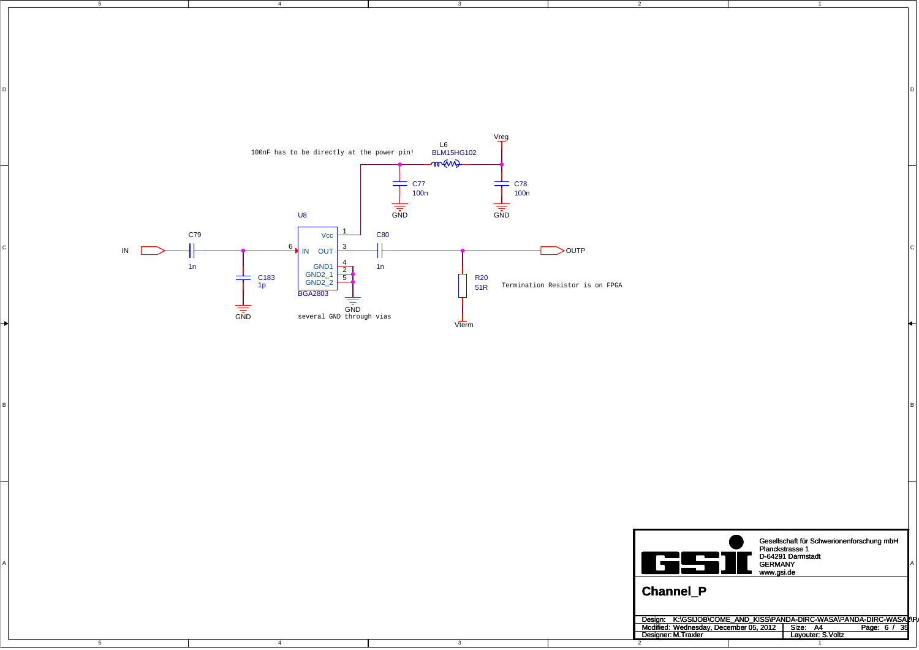100nF has to be directly at the power pin!

L6
BLM15HG102

Vreg

C77
100n

C78
100n

GND

GND

U8

IN

C79

1n

C183
1p

GND

6 IN

Vcc 1

OUT 3

GND1 4

GND2_1 2

GND2_2 5

BGA2803

GND

several GND through vias

C80

1n

R20
51R

Termination Resistor is on FPGA

Vterm

OUTP

Gesellschaft für Schwerionenforschung mbH
Planckstrasse 1
D-64291 Darmstadt
GERMANY
www.gsi.de

## Channel_P

| Design: K:\GSIJOB\COME_AND_KISS\PANDA-DIRC-WASA\PANDA-DIRC-WASA\PA | |
|---|---|
| Modified: Wednesday, December 05, 2012 | Size: A4 Page: 6 / 35 |
| Designer: M.Traxler | Layouter: S.Voltz |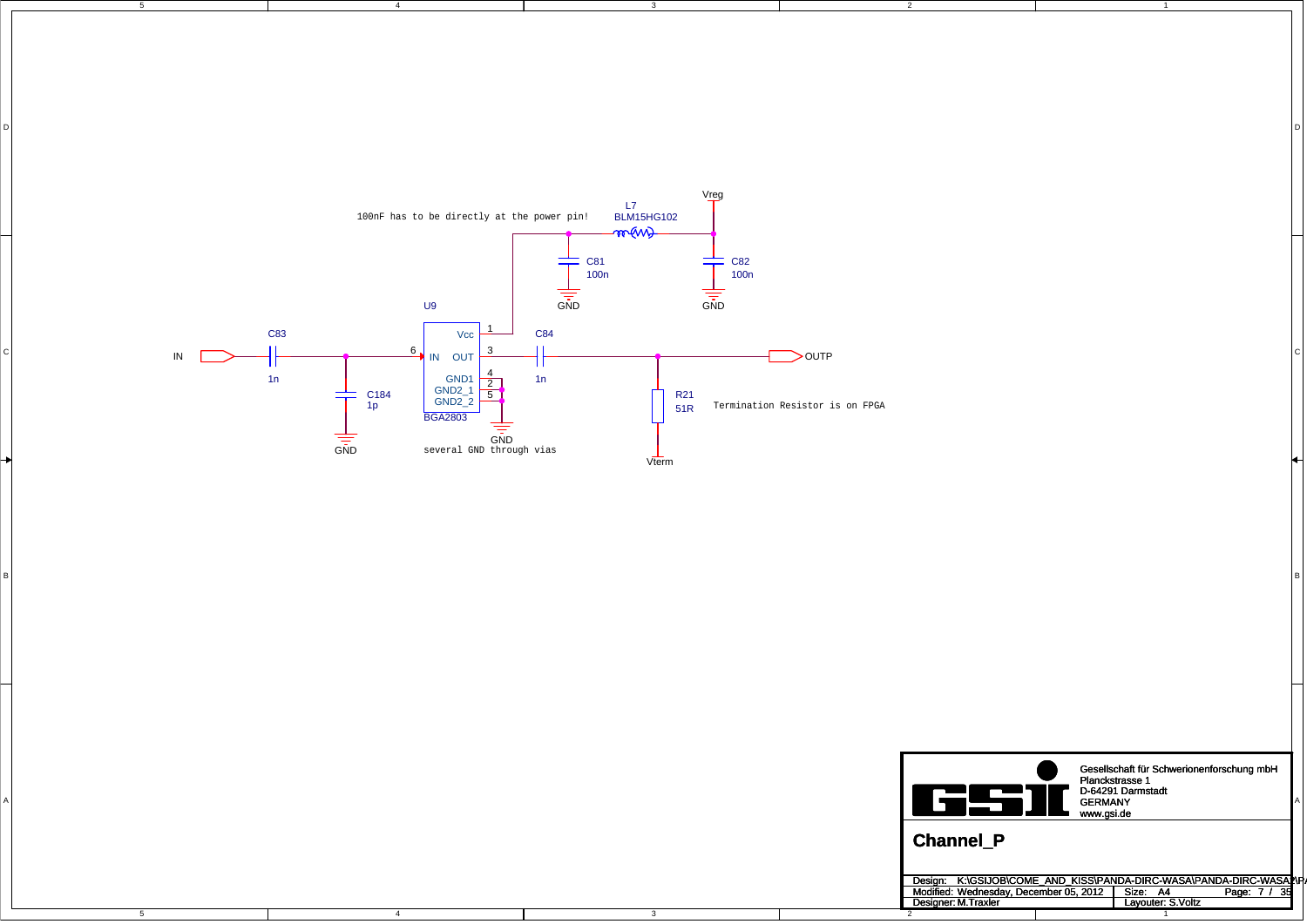100nF has to be directly at the power pin!

L7
BLM15HG102

Vreg

C81
100n

C82
100n

GND

GND

U9

Vcc

1

C83

C84

IN

6

IN

OUT

3

OUTP

1n

1n

GND1

4

GND2_1

2

GND2_2

5

C184
1p

R21
51R

Termination Resistor is on FPGA

BGA2803

GND

GND

several GND through vias

Vterm

Gesellschaft für Schwerionenforschung mbH
Planckstrasse 1
D-64291 Darmstadt
GERMANY
www.gsi.de

**Channel_P**

| Design: K:\GSIJOB\COME_AND_KISS\PANDA-DIRC-WASA\PANDA-DIRC-WASA\P | | |
|---|---|---|
| Modified: Wednesday, December 05, 2012 | Size: A4 | Page: 7 / 35 |
| Designer: M.Traxler | Layouter: S.Voltz | |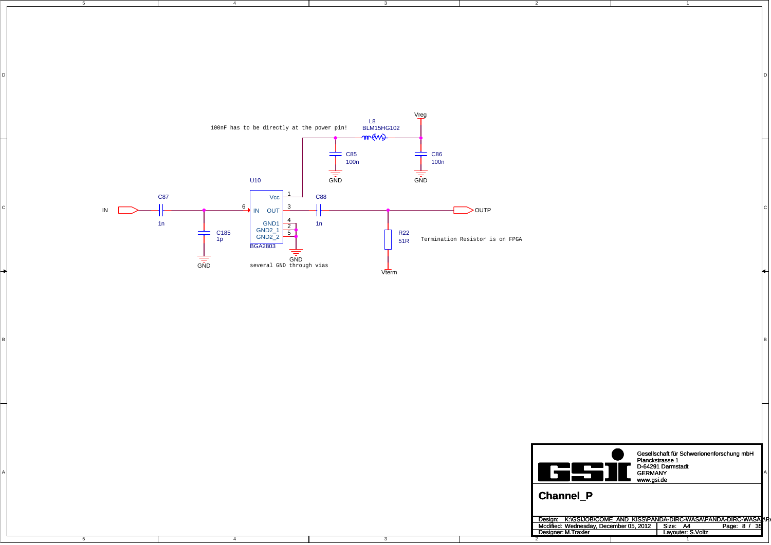100nF has to be directly at the power pin!

L8
BLM15HG102

Vreg

C85
100n

C86
100n

GND

GND

U10

IN

C87

1n

C185
1p

GND

6 IN

Vcc 1

OUT 3

GND1 4

GND2_1 2

GND2_2 5

BGA2803

GND

several GND through vias

C88

1n

R22
51R

Termination Resistor is on FPGA

Vterm

OUTP

Gesellschaft für Schwerionenforschung mbH
Planckstrasse 1
D-64291 Darmstadt
GERMANY
www.gsi.de

## Channel_P

Design: K:\GSIJOB\COME_AND_KISS\PANDA-DIRC-WASA\PANDA-DIRC-WASA\P/
Modified: Wednesday, December 05, 2012 | Size: A4 | Page: 8 / 35
Designer: M.Traxler | Layouter: S.Voltz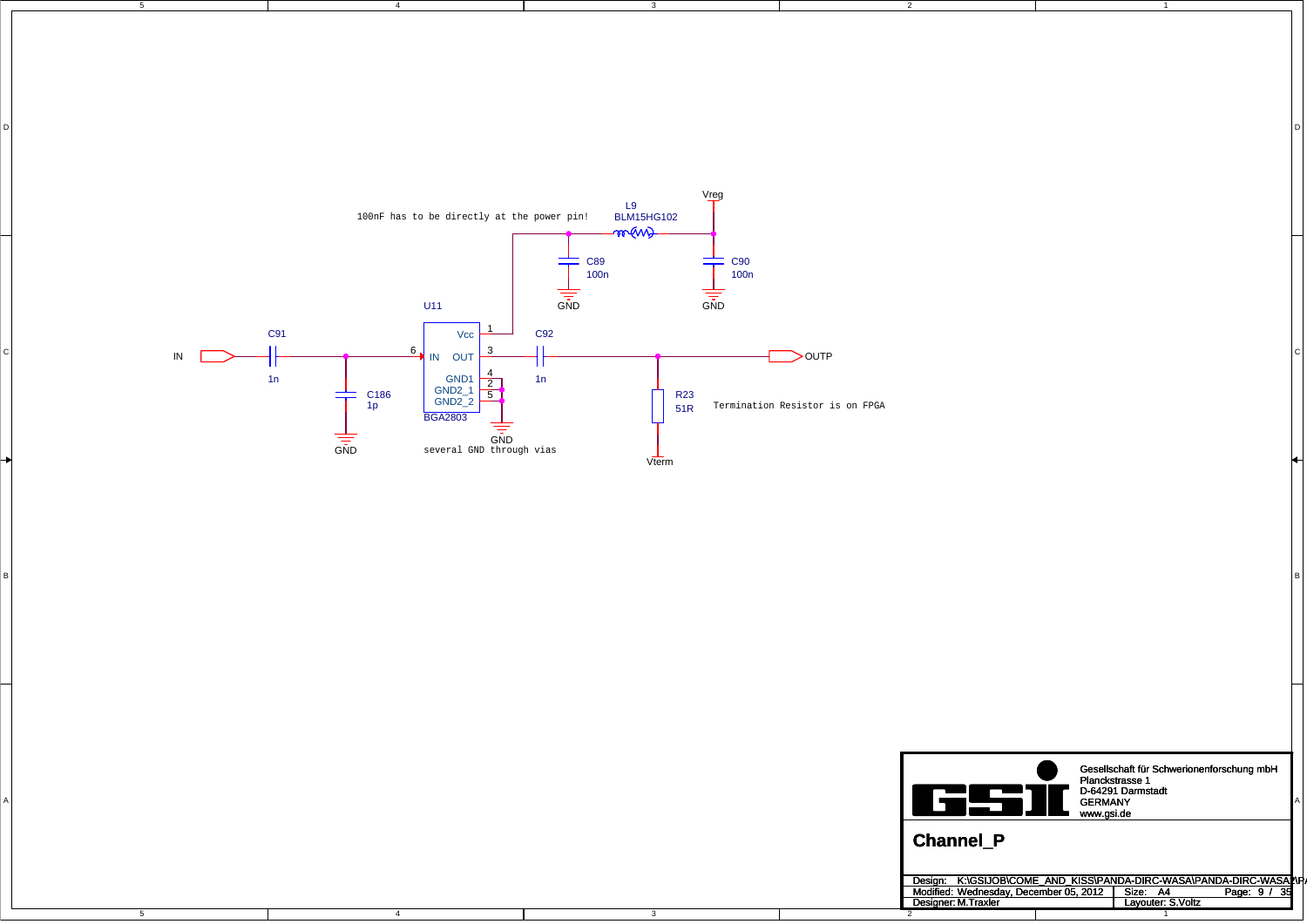100nF has to be directly at the power pin!

L9
BLM15HG102

Vreg

C89
100n

C90
100n

GND

GND

U11

Vcc 1

IN 6

OUT 3

GND1 4

GND2_1 2

GND2_2 5

BGA2803

C91
1n

IN

C186
1p

GND

C92
1n

GND

several GND through vias

OUTP

R23
51R

Termination Resistor is on FPGA

Vterm

Gesellschaft für Schwerionenforschung mbH
Planckstrasse 1
D-64291 Darmstadt
GERMANY
www.gsi.de

# Channel_P

Design: K:\GSIJOB\COME_AND_KISS\PANDA-DIRC-WASA\PANDA-DIRC-WASA\PA

Modified: Wednesday, December 05, 2012

Size: A4

Page: 9 / 35

Designer: M.Traxler

Layouter: S.Voltz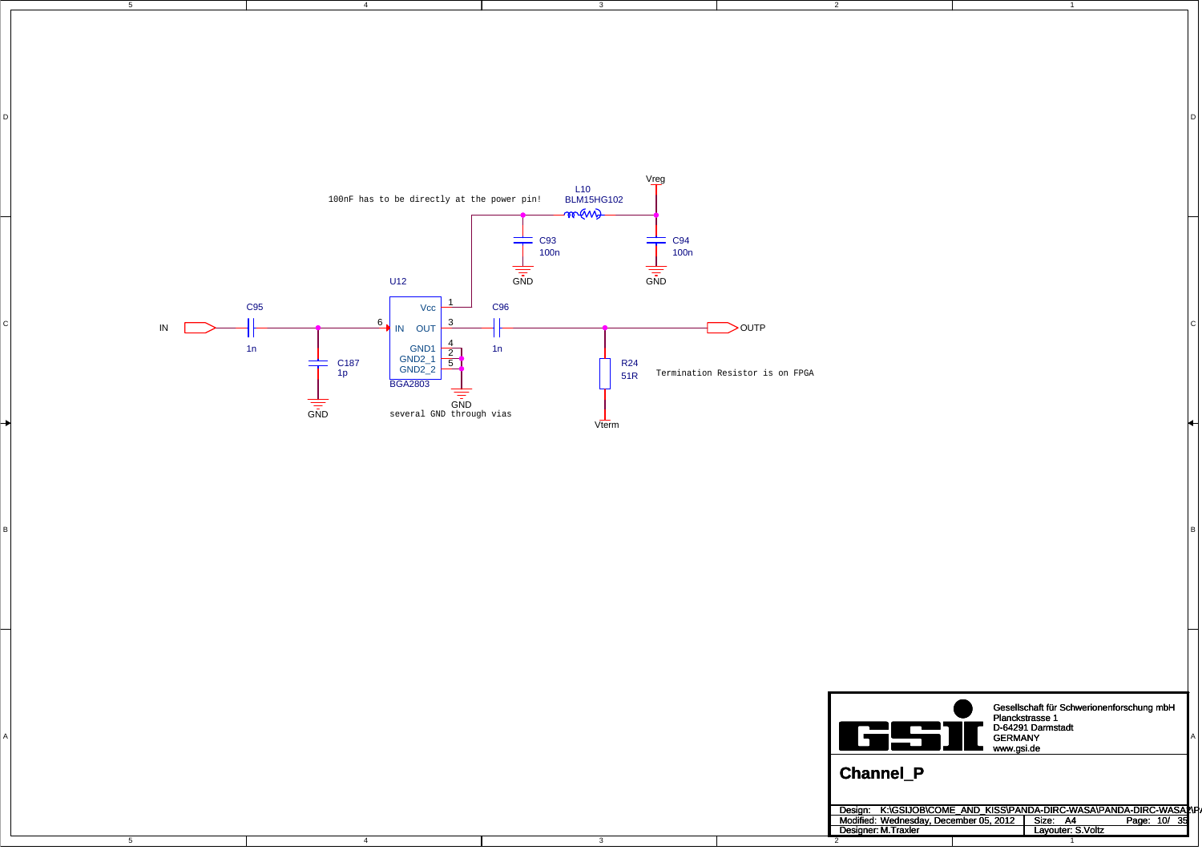100nF has to be directly at the power pin!

L10
BLM15HG102

Vreg

C93
100n

C94
100n

GND

GND

U12

Vcc 1

IN 6

OUT 3

GND1 4

GND2_1 2

GND2_2 5

BGA2803

IN

C95
1n

C187
1p

GND

C96
1n

OUTP

R24
51R

Termination Resistor is on FPGA

Vterm

GND

several GND through vias

Gesellschaft für Schwerionenforschung mbH
Planckstrasse 1
D-64291 Darmstadt
GERMANY
www.gsi.de

# Channel_P

Design: K:\GSIJOB\COME_AND_KISS\PANDA-DIRC-WASA\PANDA-DIRC-WASA\PA

Modified: Wednesday, December 05, 2012

Size: A4

Page: 10/ 35

Designer: M.Traxler

Layouter: S.Voltz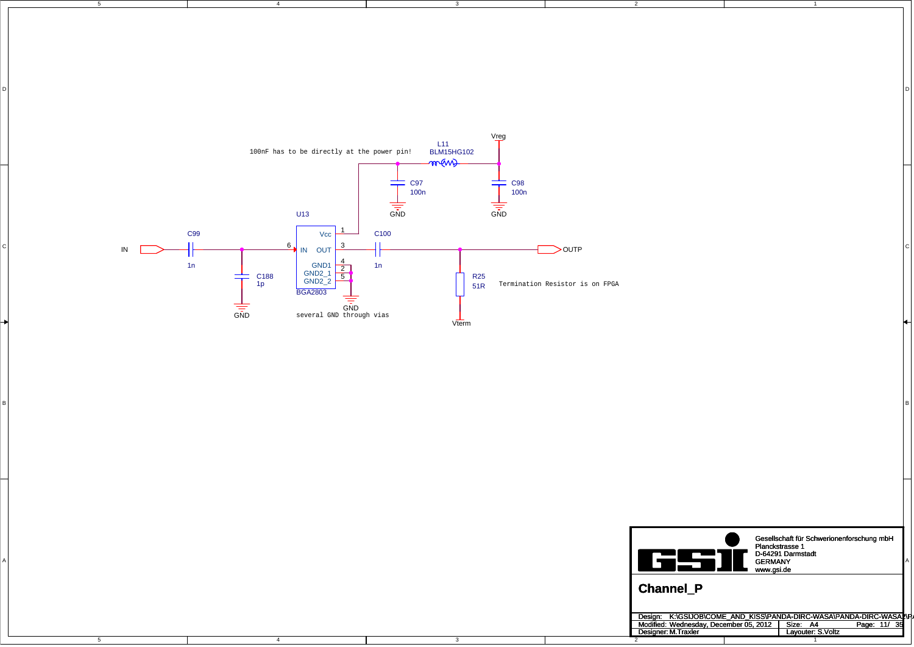# Channel_P

100nF has to be directly at the power pin!

L11 BLM15HG102

Vreg

C97 100n

C98 100n

GND

GND

U13

BGA2803

- 1 Vcc
- 6 IN
- 3 OUT
- 4 GND1
- 2 GND2_1
- 5 GND2_2

IN

C99 1n

C188 1p

GND

GND

several GND through vias

C100 1n

OUTP

R25 51R

Termination Resistor is on FPGA

Vterm

Gesellschaft für Schwerionenforschung mbH
Planckstrasse 1
D-64291 Darmstadt
GERMANY
www.gsi.de

Design: K:\GSIJOB\COME_AND_KISS\PANDA-DIRC-WASA\PANDA-DIRC-WASA\PA

Modified: Wednesday, December 05, 2012

Size: A4

Page: 11/ 35

Designer: M.Traxler

Layouter: S.Voltz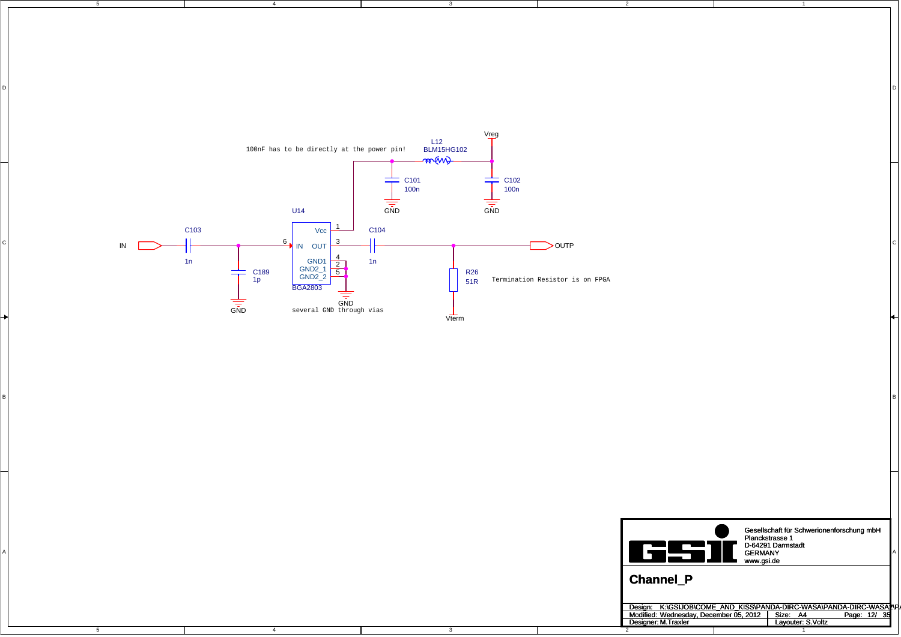100nF has to be directly at the power pin!

L12
BLM15HG102

Vreg

C101
100n

C102
100n

GND

GND

U14

C103

C104

IN

1n

1n

OUTP

C189
1p

Vcc
IN
OUT
GND1
GND2_1
GND2_2
BGA2803

1
6
3
4
2
5

R26
51R

Termination Resistor is on FPGA

GND

GND

several GND through vias

Vterm

Gesellschaft für Schwerionenforschung mbH
Planckstrasse 1
D-64291 Darmstadt
GERMANY
www.gsi.de

## Channel_P

Design: K:\GSIJOB\COME_AND_KISS\PANDA-DIRC-WASA\PANDA-DIRC-WASA\PA
Modified: Wednesday, December 05, 2012
Size: A4
Page: 12/ 35
Designer: M.Traxler
Layouter: S.Voltz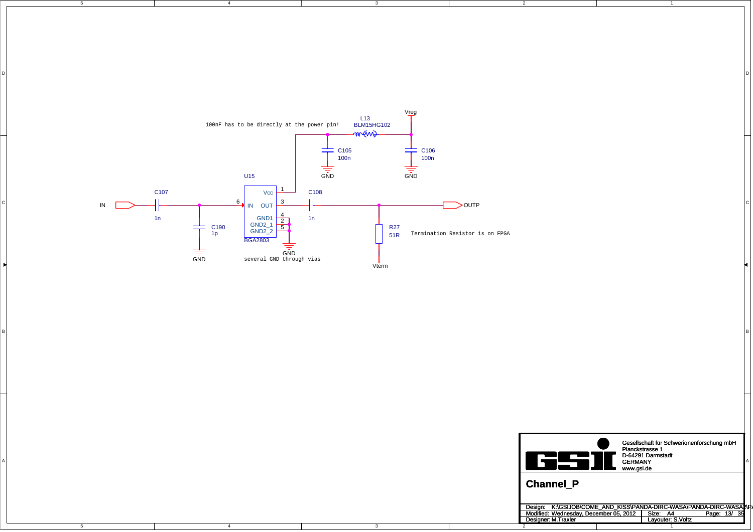100nF has to be directly at the power pin!

L13
BLM15HG102

Vreg

C105
100n

C106
100n

GND

GND

U15

Vcc

1

C108

IN

C107

6

IN

OUT

3

OUTP

1n

1n

GND1

4

GND2_1

2

GND2_2

5

C190
1p

BGA2803

R27
51R

Termination Resistor is on FPGA

GND

GND

several GND through vias

Vterm

Gesellschaft für Schwerionenforschung mbH
Planckstrasse 1
D-64291 Darmstadt
GERMANY
www.gsi.de

## Channel_P

| Design: K:\GSIJOB\COME_AND_KISS\PANDA-DIRC-WASA\PANDA-DIRC-WASA\PA | |
|---|---|
| Modified: Wednesday, December 05, 2012 | Size: A4 Page: 13/ 35 |
| Designer: M.Traxler | Layouter: S.Voltz |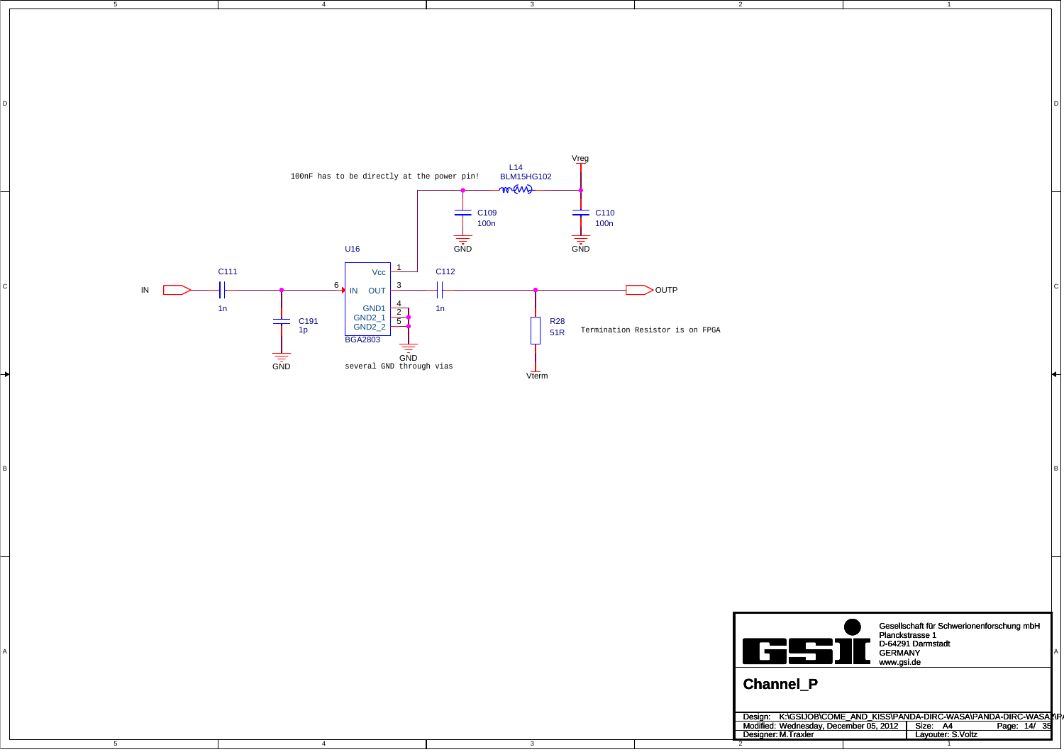100nF has to be directly at the power pin!

L14
BLM15HG102

Vreg

C109
100n

C110
100n

GND

GND

U16

Vcc 1

IN

C111

1n

6 IN OUT 3

C112

1n

OUTP

GND1 4
GND2_1 2
GND2_2 5

BGA2803

C191
1p

GND

GND

several GND through vias

R28
51R

Termination Resistor is on FPGA

Vterm

Gesellschaft für Schwerionenforschung mbH
Planckstrasse 1
D-64291 Darmstadt
GERMANY
www.gsi.de

## Channel_P

| Design: K:\GSIJOB\COME_AND_KISS\PANDA-DIRC-WASA\PANDA-DIRC-WASA\PA | | |
|---|---|---|
| Modified: Wednesday, December 05, 2012 | Size: A4 | Page: 14/ 35 |
| Designer: M.Traxler | Layouter: S.Voltz | |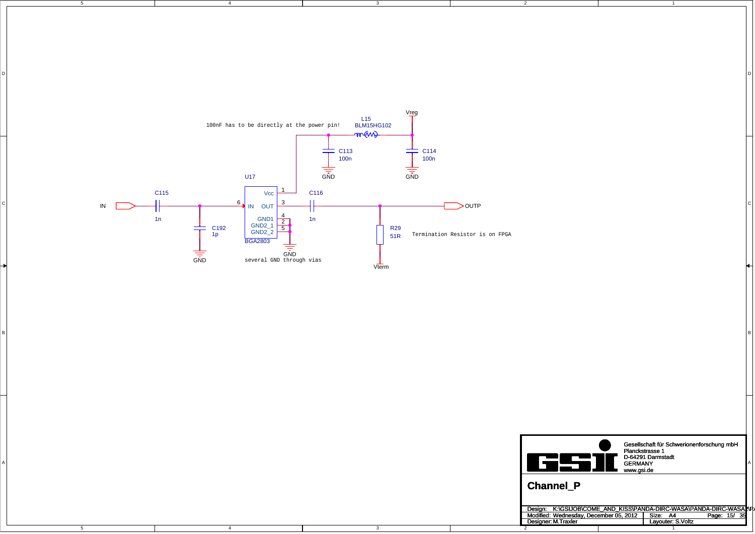100nF has to be directly at the power pin!

L15
BLM15HG102

Vreg

C113
100n

C114
100n

GND

GND

U17

Vcc

1

C116

IN

C115

6

IN

OUT

3

OUTP

1n

GND1

4

1n

GND2_1

2

C192
1p

GND2_2

5

R29
51R

Termination Resistor is on FPGA

BGA2803

GND

GND

several GND through vias

Vterm

Gesellschaft für Schwerionenforschung mbH
Planckstrasse 1
D-64291 Darmstadt
GERMANY
www.gsi.de

**Channel_P**

Design: K:\GSIJOB\COME_AND_KISS\PANDA-DIRC-WASA\PANDA-DIRC-WASA\PA

Modified: Wednesday, December 05, 2012

Size: A4

Page: 15/ 35

Designer: M.Traxler

Layouter: S.Voltz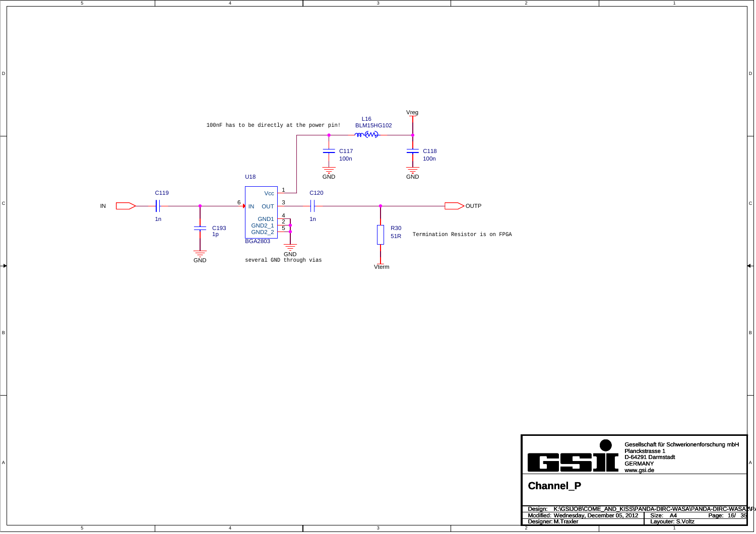100nF has to be directly at the power pin!

L16
BLM15HG102

Vreg

C117
100n

C118
100n

GND

GND

U18

IN

C119
1n

C193
1p

GND

Vcc

IN OUT

GND1
GND2_1
GND2_2

BGA2803

GND

several GND through vias

C120
1n

R30
51R

Termination Resistor is on FPGA

Vterm

OUTP

Gesellschaft für Schwerionenforschung mbH
Planckstrasse 1
D-64291 Darmstadt
GERMANY
www.gsi.de

**Channel_P**

| Design: K:\GSIJOB\COME_AND_KISS\PANDA-DIRC-WASA\PANDA-DIRC-WASA\PA | |
|---|---|
| Modified: Wednesday, December 05, 2012 | Size: A4 Page: 16/ 35 |
| Designer: M.Traxler | Layouter: S.Voltz |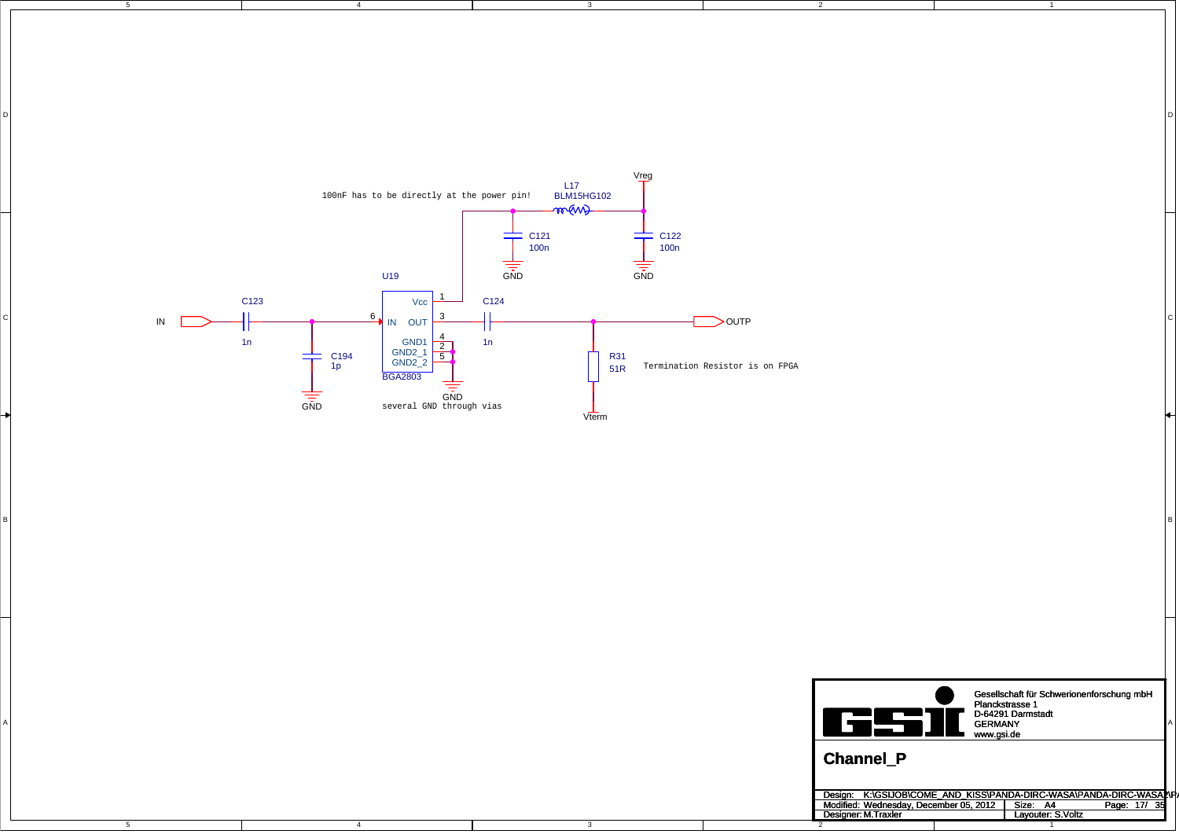100nF has to be directly at the power pin!

L17
BLM15HG102

Vreg

C121
100n

C122
100n

GND

GND

U19

C123

C124

IN

1n

Vcc

1

6

IN

OUT

3

OUTP

1n

GND1

4

GND2_1

2

C194
1p

GND2_2

5

R31
51R

Termination Resistor is on FPGA

BGA2803

GND

GND

several GND through vias

Vterm

Gesellschaft für Schwerionenforschung mbH
Planckstrasse 1
D-64291 Darmstadt
GERMANY
www.gsi.de

## Channel_P

Design: K:\GSIJOB\COME_AND_KISS\PANDA-DIRC-WASA\PANDA-DIRC-WASA\P/

Modified: Wednesday, December 05, 2012

Size: A4

Page: 17/ 35

Designer: M.Traxler

Layouter: S.Voltz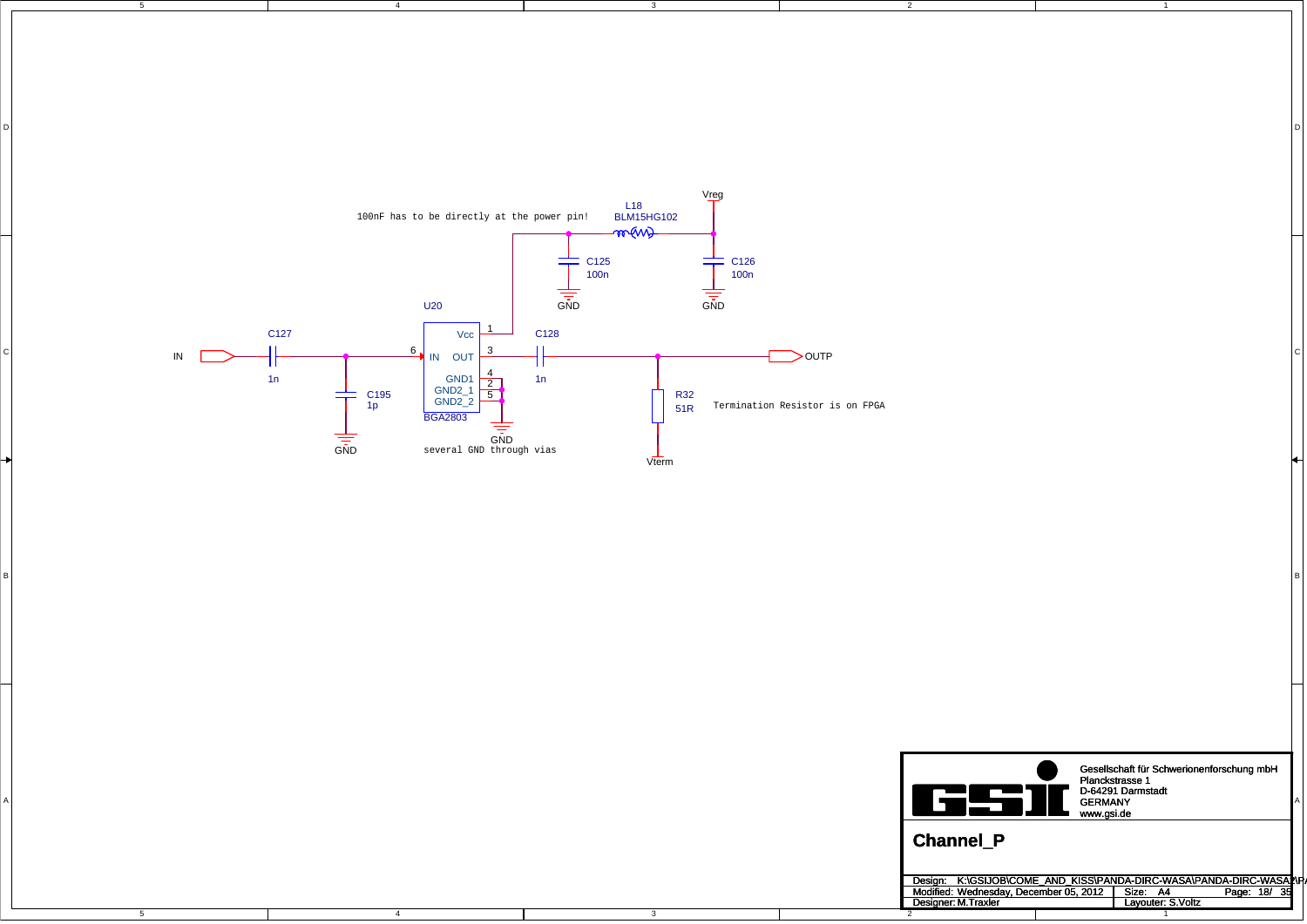100nF has to be directly at the power pin!

L18
BLM15HG102

Vreg

C125
100n

C126
100n

GND

GND

U20

C127

IN

1n

C195
1p

GND

6 IN

Vcc 1

OUT 3

GND1 4

GND2_1 2

GND2_2 5

BGA2803

GND

several GND through vias

C128

1n

OUTP

R32
51R

Termination Resistor is on FPGA

Vterm

Gesellschaft für Schwerionenforschung mbH
Planckstrasse 1
D-64291 Darmstadt
GERMANY
www.gsi.de

## Channel_P

| Design: K:\GSIJOB\COME_AND_KISS\PANDA-DIRC-WASA\PANDA-DIRC-WASA\PA | | |
|---|---|---|
| Modified: Wednesday, December 05, 2012 | Size: A4 | Page: 18/ 35 |
| Designer: M.Traxler | Layouter: S.Voltz | |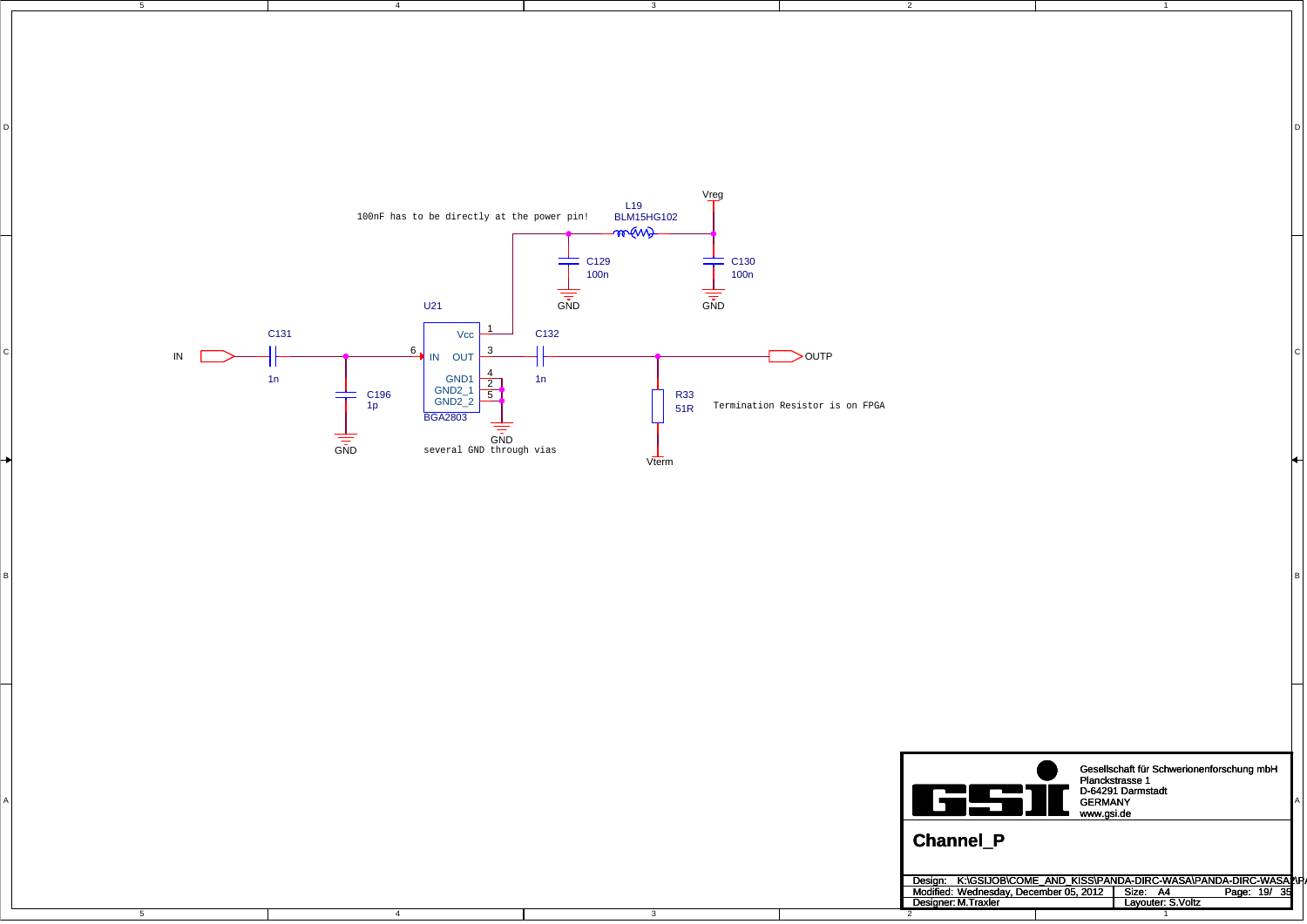100nF has to be directly at the power pin!

L19
BLM15HG102

Vreg

C129
100n

C130
100n

GND

GND

U21

C131

C132

IN

Vcc

1

6

IN

OUT

3

OUTP

1n

GND1

4

1n

GND2_1

2

GND2_2

5

C196
1p

BGA2803

R33
51R

Termination Resistor is on FPGA

GND

GND

several GND through vias

Vterm

Gesellschaft für Schwerionenforschung mbH
Planckstrasse 1
D-64291 Darmstadt
GERMANY
www.gsi.de

# Channel_P

Design: K:\GSIJOB\COME_AND_KISS\PANDA-DIRC-WASA\PANDA-DIRC-WASA\P
Modified: Wednesday, December 05, 2012
Designer: M.Traxler
Size: A4
Page: 19/ 35
Layouter: S.Voltz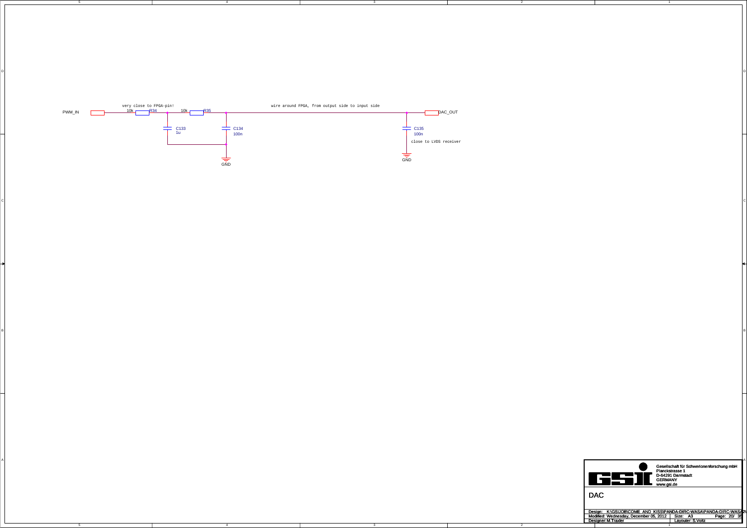PWM_IN

very close to FPGA-pin!

10k R34

10k R35

wire around FPGA, from output side to input side

DAC_OUT

C133
1u

C134
100n

C135
100n

close to LVDS receiver

GND

GND

Gesellschaft für Schwerionenforschung mbH
Planckstrasse 1
D-64291 Darmstadt
GERMANY
www.gsi.de

# DAC

| Design: K:\GSI\JOB\COME_AND_KISS\PANDA-DIRC-WASA\PANDA-DIRC-WASA2\ | |
|---|---|
| Modified: Wednesday, December 05, 2012 | Size: A3 Page: 20/ 35 |
| Designer: M.Traxler | Layouter: S.Voltz |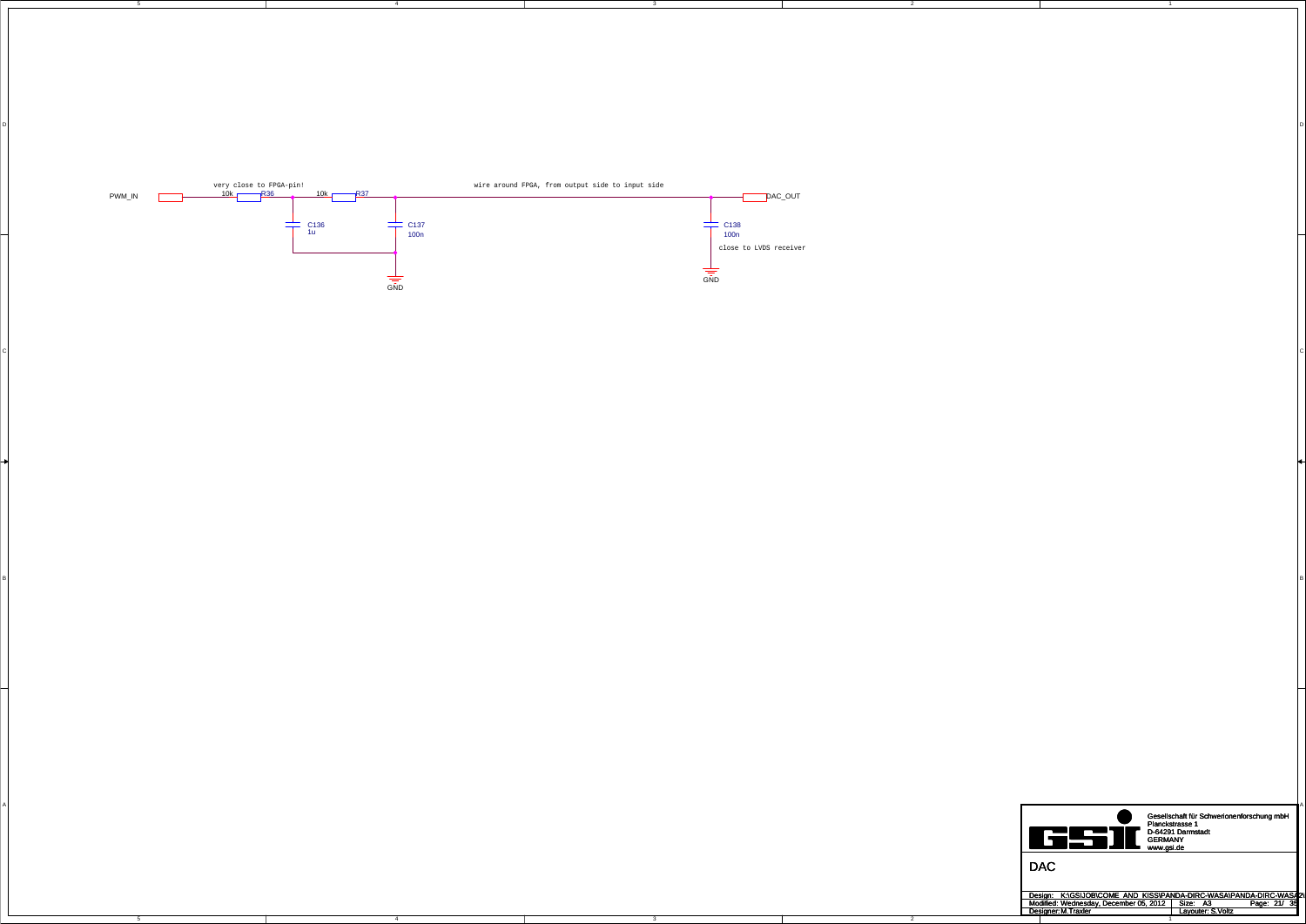PWM_IN

very close to FPGA-pin!

R36 10k

R37 10k

C136 1u

C137 100n

GND

wire around FPGA, from output side to input side

DAC_OUT

C138 100n

close to LVDS receiver

GND

Gesellschaft für Schwerionenforschung mbH
Planckstrasse 1
D-64291 Darmstadt
GERMANY
www.gsi.de

DAC

Design: K:\GSI\JOB\COME_AND_KISS\PANDA-DIRC-WASA\PANDA-DIRC-WASA2\
Modified: Wednesday, December 05, 2012 | Size: A3 | Page: 21/ 35
Designer: M.Traxler | Layouter: S.Voltz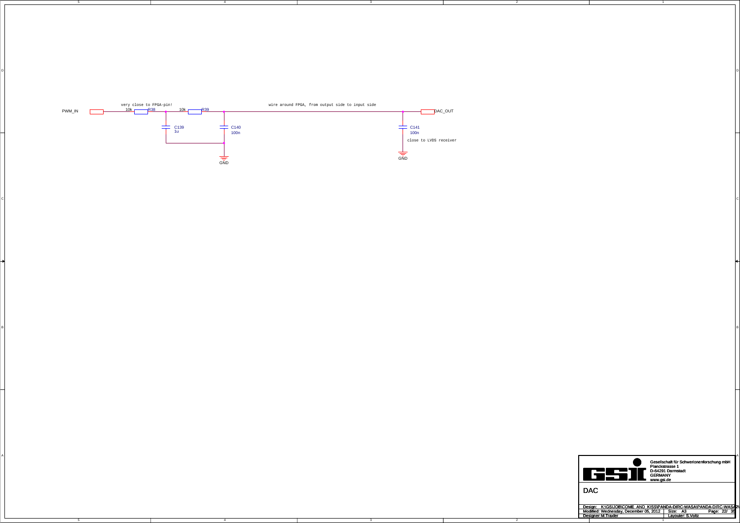PWM_IN

very close to FPGA-pin!

10k R38

10k R39

wire around FPGA, from output side to input side

DAC_OUT

C139 1u

C140 100n

C141 100n

close to LVDS receiver

GND

GND

Gesellschaft für Schwerionenforschung mbH
Planckstrasse 1
D-64291 Darmstadt
GERMANY
www.gsi.de

DAC

Design: K:\GSIJOB\COME AND KISS\PANDA-DIRC-WASA\PANDA-DIRC-WASA2\
Modified: Wednesday, December 05, 2012 | Size: A3 | Page: 22/ 35
Designer: M.Traxler | Layouter: S.Voltz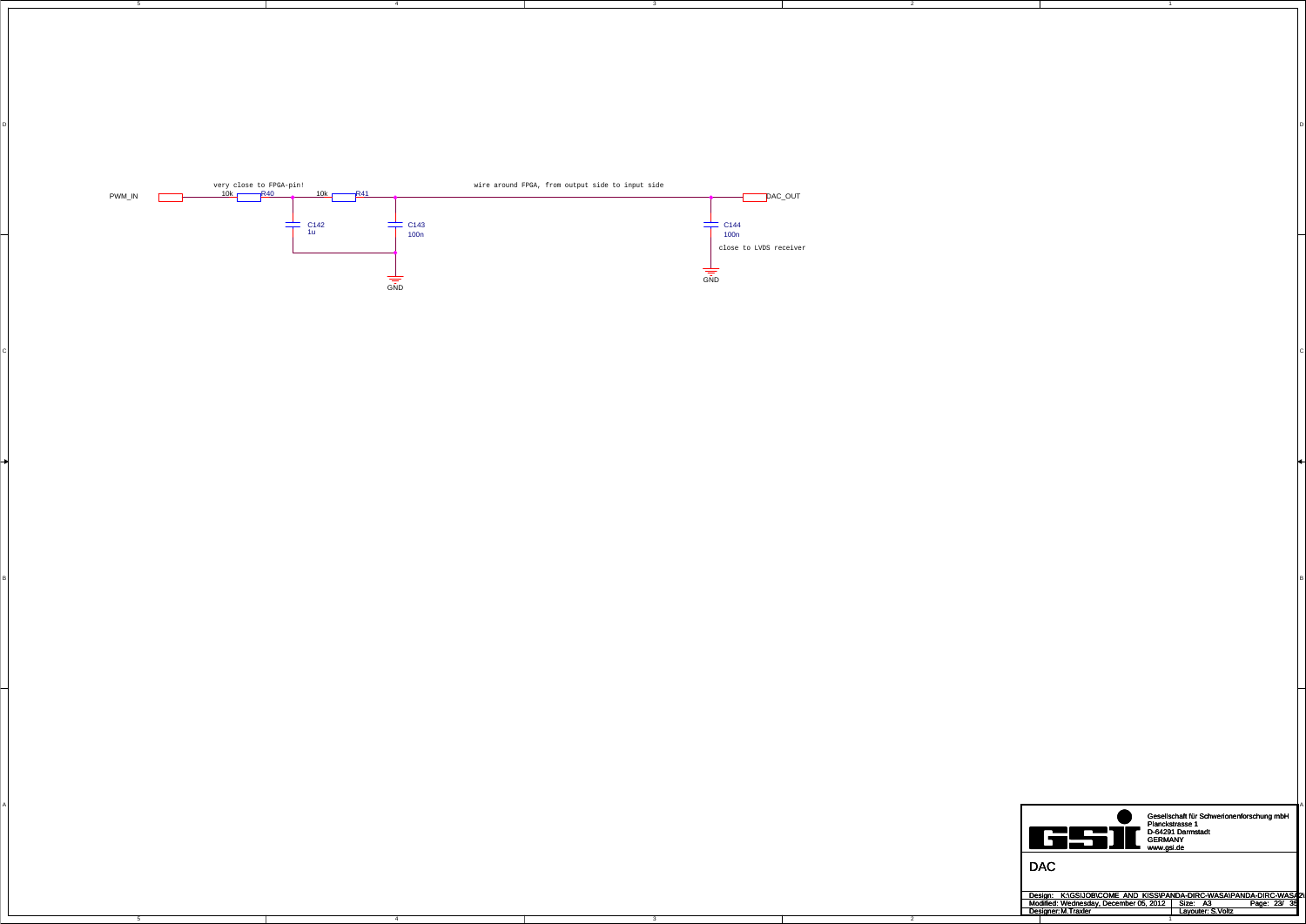PWM_IN

very close to FPGA-pin!

10k R40

10k R41

C142 1u

C143 100n

GND

wire around FPGA, from output side to input side

DAC_OUT

C144 100n

close to LVDS receiver

GND

Gesellschaft für Schwerionenforschung mbH
Planckstrasse 1
D-64291 Darmstadt
GERMANY
www.gsi.de

# DAC

| Design: K:\GSI\JOB\COME_AND_KISS\PANDA-DIRC-WASA\PANDA-DIRC-WASA2\ | | |
|---|---|---|
| Modified: Wednesday, December 05, 2012 | Size: A3 | Page: 23/ 35 |
| Designer: M.Traxler | Layouter: S.Voltz | |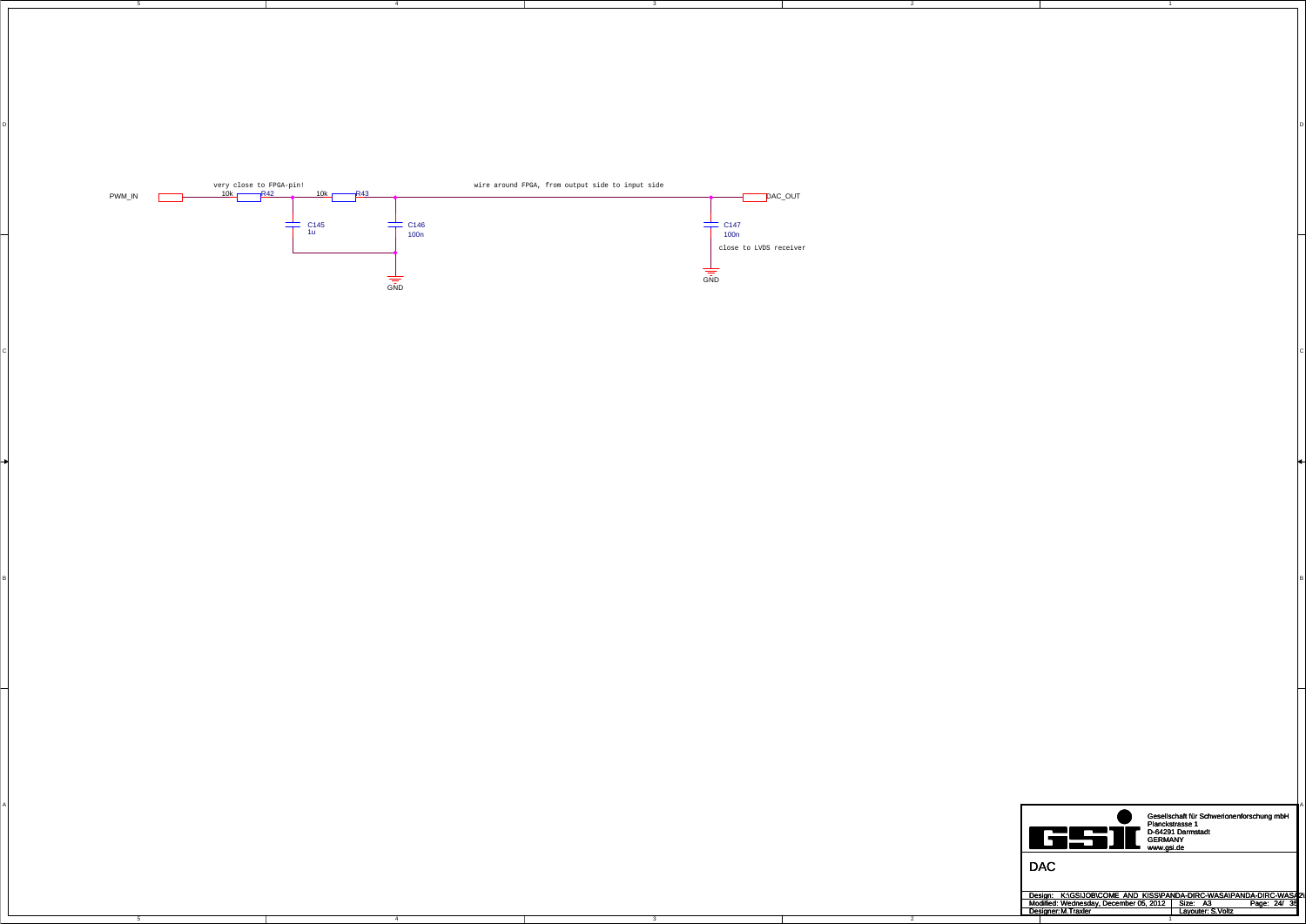PWM_IN

very close to FPGA-pin!

10k R42

10k R43

C145 1u

C146 100n

GND

wire around FPGA, from output side to input side

DAC_OUT

C147 100n

close to LVDS receiver

GND

Gesellschaft für Schwerionenforschung mbH
Planckstrasse 1
D-64291 Darmstadt
GERMANY
www.gsi.de

DAC

Design: K:\GSI\JOB\COME_AND_KISS\PANDA-DIRC-WASA\PANDA-DIRC-WASA2\
Modified: Wednesday, December 05, 2012 | Size: A3 | Page: 24/ 35
Designer: M.Traxler | Layouter: S.Voltz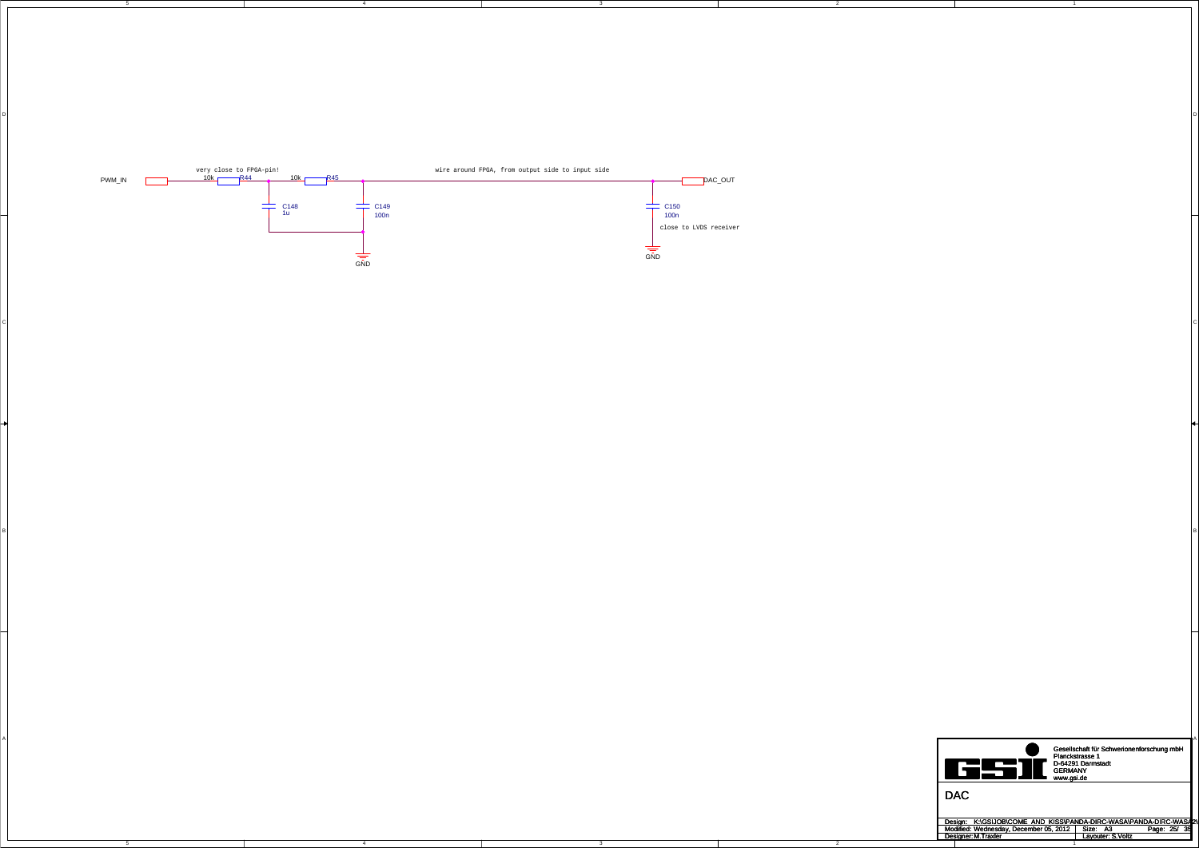PWM_IN

very close to FPGA-pin!

10k R44

10k R45

C148 1u

C149 100n

GND

wire around FPGA, from output side to input side

DAC_OUT

C150 100n

close to LVDS receiver

GND

Gesellschaft für Schwerionenforschung mbH
Planckstrasse 1
D-64291 Darmstadt
GERMANY
www.gsi.de

DAC

Design: K:\GSI\JOB\COME_AND_KISS\PANDA-DIRC-WASA\PANDA-DIRC-WASA2\
Modified: Wednesday, December 05, 2012 | Size: A3 | Page: 25/ 35
Designer: M.Traxler | Layouter: S.Voltz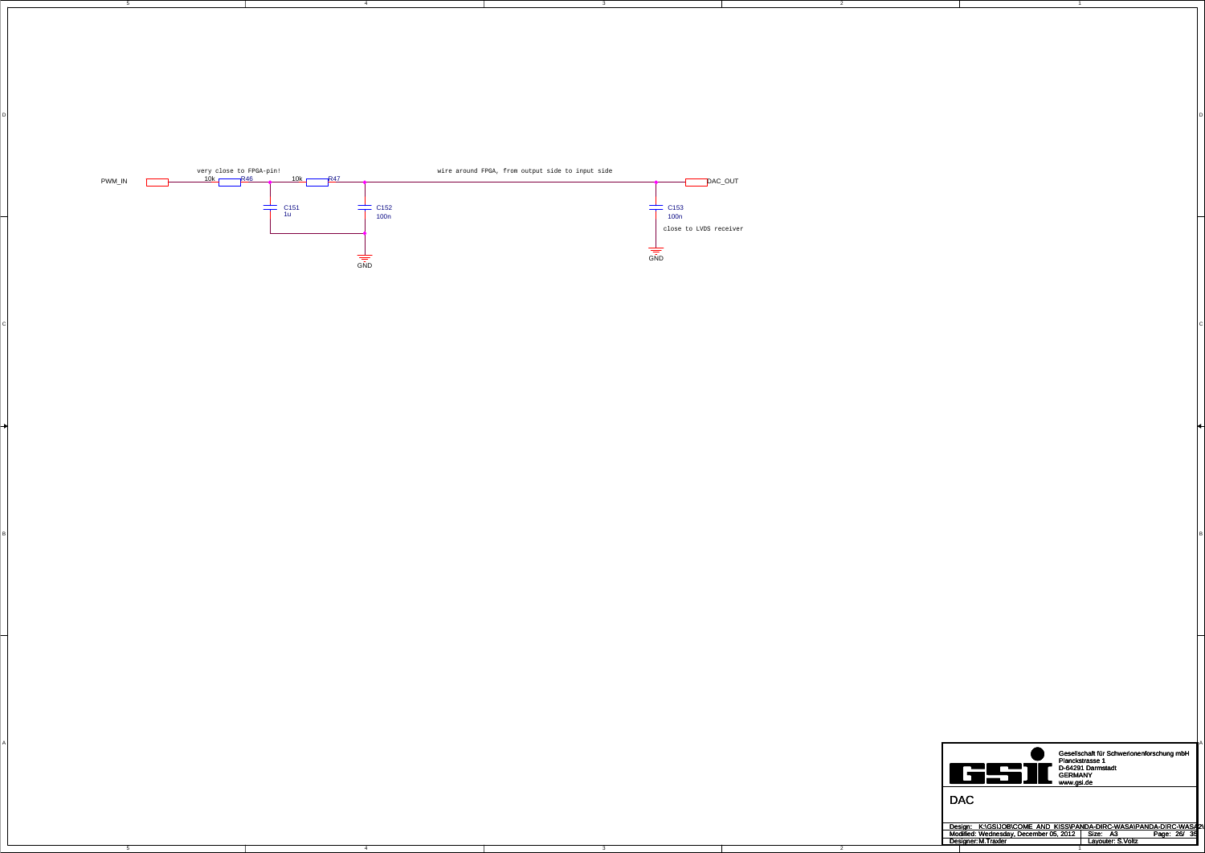PWM_IN

very close to FPGA-pin!

10k R46

10k R47

C151 1u

C152 100n

wire around FPGA, from output side to input side

DAC_OUT

C153 100n

close to LVDS receiver

GND

GND

Gesellschaft für Schwerionenforschung mbH
Planckstrasse 1
D-64291 Darmstadt
GERMANY
www.gsi.de

DAC

Design: K:\GSI\JOB\COME_AND_KISS\PANDA-DIRC-WASA\PANDA-DIRC-WASA2\
Modified: Wednesday, December 05, 2012 | Size: A3 | Page: 26/ 35
Designer: M.Traxler | Layouter: S.Voltz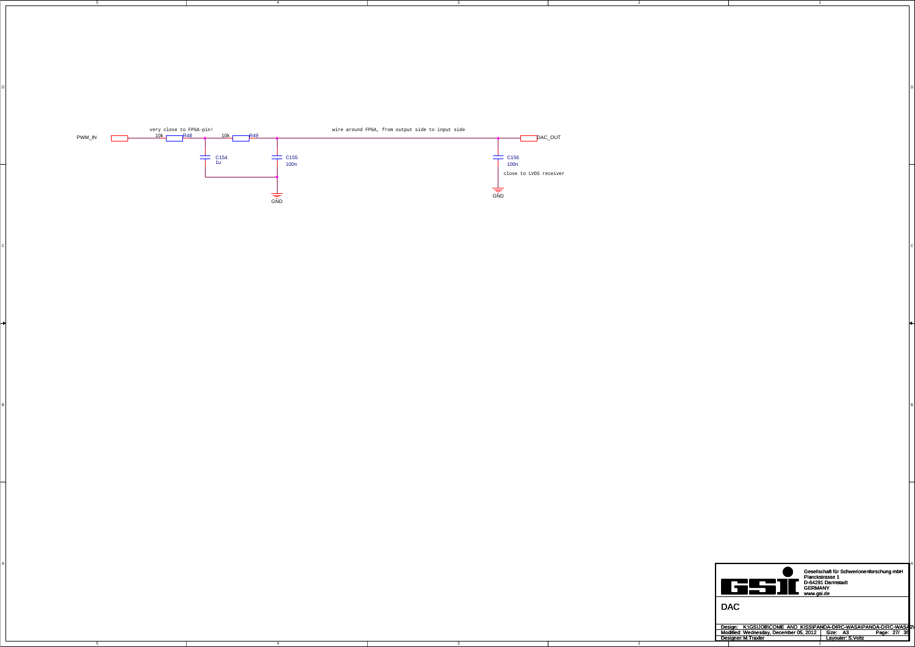PWM_IN

very close to FPGA-pin!

R48 10k

R49 10k

C154 1u

C155 100n

GND

wire around FPGA, from output side to input side

DAC_OUT

C156 100n

close to LVDS receiver

GND

Gesellschaft für Schwerionenforschung mbH
Planckstrasse 1
D-64291 Darmstadt
GERMANY
www.gsi.de

DAC

Design: K:\GSI\JOB\COME AND KISS\PANDA-DIRC-WASA\PANDA-DIRC-WASA2\
Modified: Wednesday, December 05, 2012 | Size: A3 | Page: 27/ 35
Designer: M.Traxler | Layouter: S.Voltz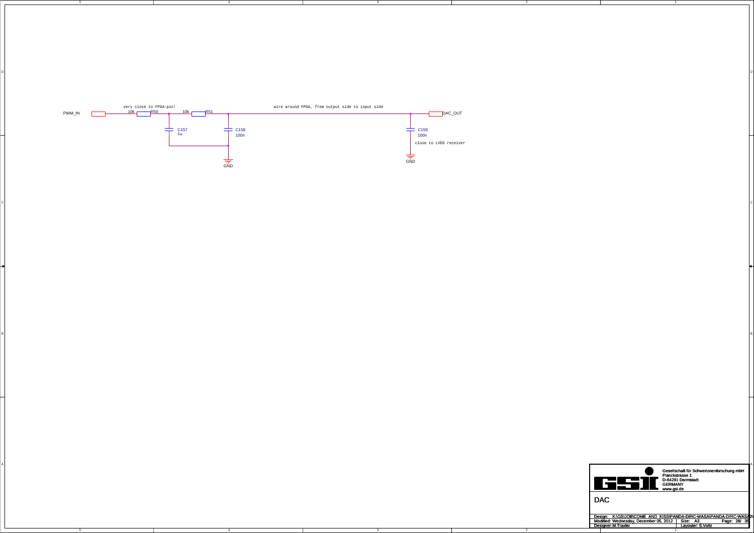PWM_IN

very close to FPGA-pin!

10k R50

10k R51

C157 1u

C158 100n

GND

wire around FPGA, from output side to input side

DAC_OUT

C159 100n

close to LVDS receiver

GND

Gesellschaft für Schwerionenforschung mbH
Planckstrasse 1
D-64291 Darmstadt
GERMANY
www.gsi.de

DAC

Design: K:\GSI\JOB\COME AND KISS\PANDA-DIRC-WASA\PANDA-DIRC-WASA2\
Modified: Wednesday, December 05, 2012 | Size: A3 | Page: 28/ 35
Designer: M.Traxler | Layouter: S.Voltz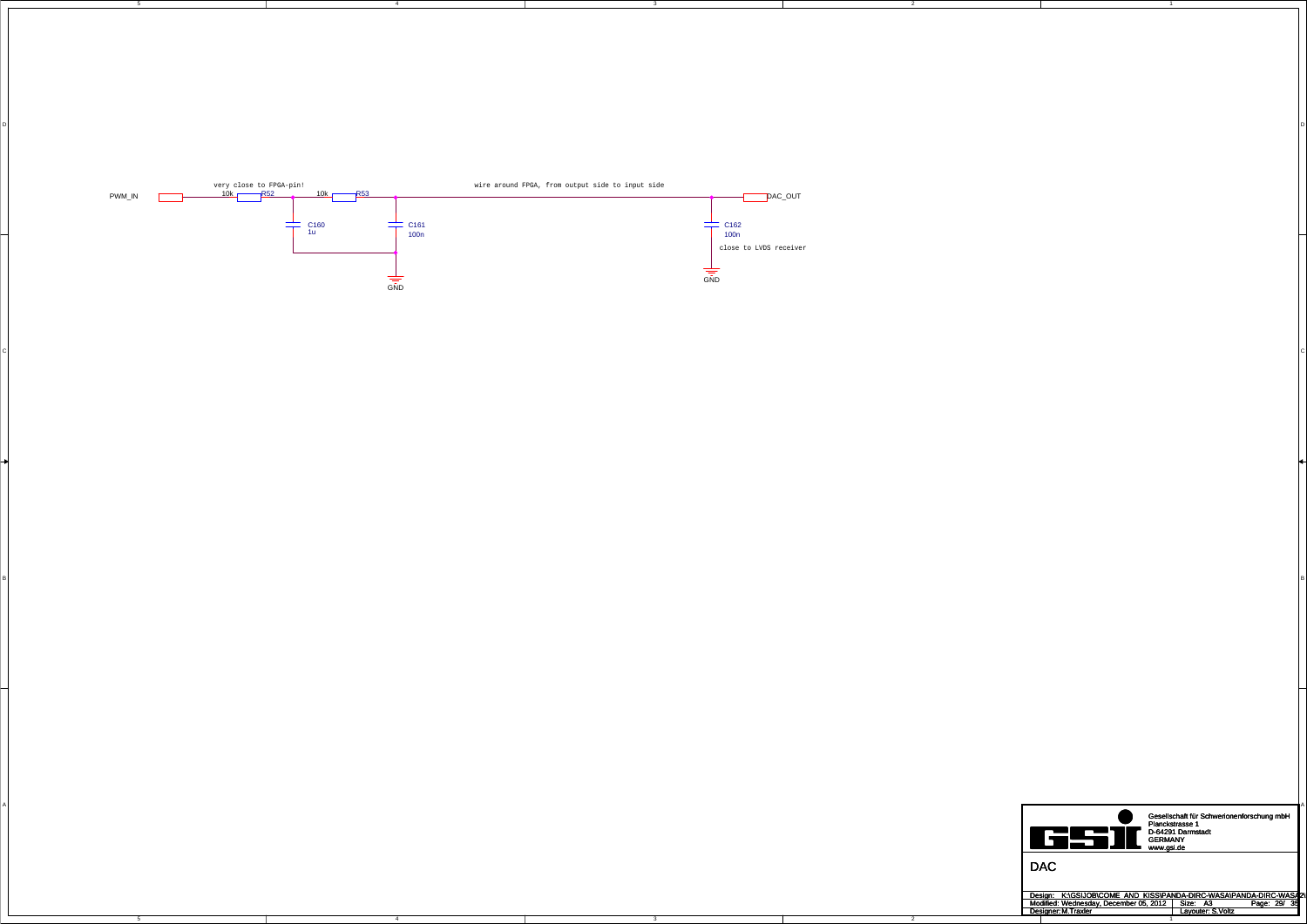PWM_IN

very close to FPGA-pin!

10k R52

10k R53

C160 1u

C161 100n

GND

wire around FPGA, from output side to input side

DAC_OUT

C162 100n

close to LVDS receiver

GND

Gesellschaft für Schwerionenforschung mbH
Planckstrasse 1
D-64291 Darmstadt
GERMANY
www.gsi.de

DAC

| Design: K:\GSI\JOB\COME_AND_KISS\PANDA-DIRC-WASA\PANDA-DIRC-WASA2\ | | |
|---|---|---|
| Modified: Wednesday, December 05, 2012 | Size: A3 | Page: 29/ 35 |
| Designer: M.Traxler | Layouter: S.Voltz | |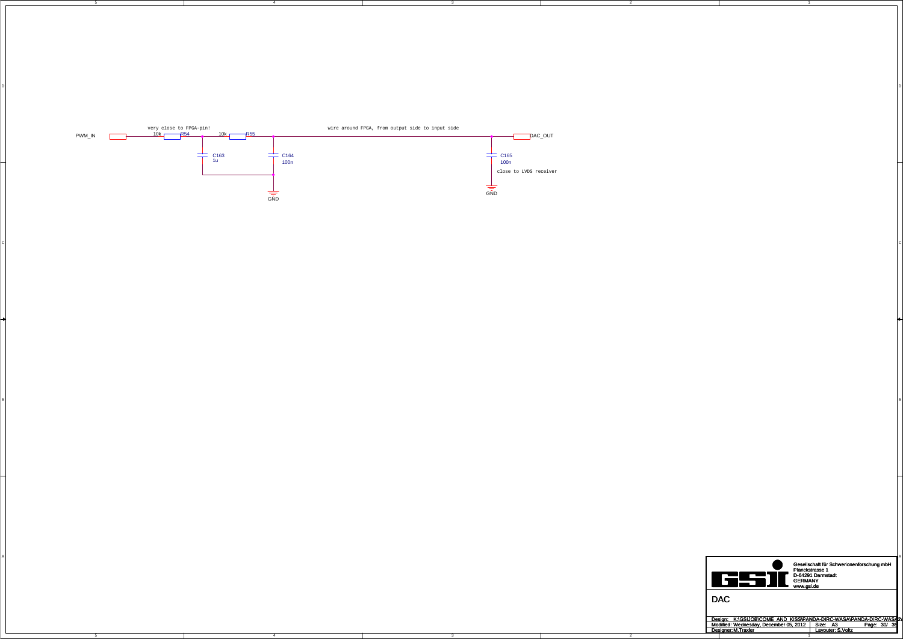PWM_IN

very close to FPGA-pin!

R54 10k

R55 10k

C163 1u

C164 100n

GND

wire around FPGA, from output side to input side

DAC_OUT

C165 100n

close to LVDS receiver

GND

Gesellschaft für Schwerionenforschung mbH
Planckstrasse 1
D-64291 Darmstadt
GERMANY
www.gsi.de

# DAC

Design: K:\GSI\JOB\COME_AND_KISS\PANDA-DIRC-WASA\PANDA-DIRC-WASA2\

Modified: Wednesday, December 05, 2012 | Size: A3 | Page: 30/ 35

Designer: M.Traxler | Layouter: S.Voltz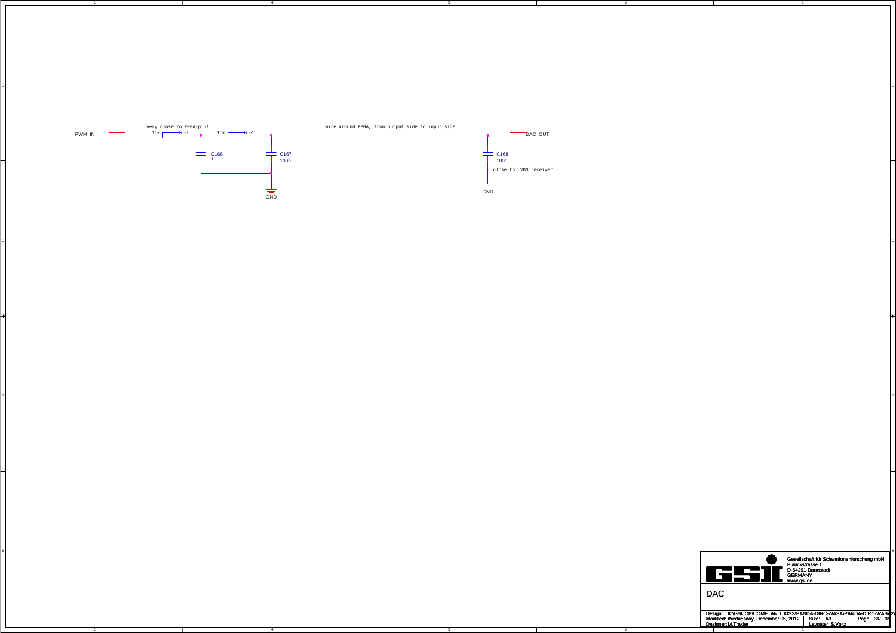PWM_IN

very close to FPGA-pin!

10k R56

10k R57

C166 1u

C167 100n

GND

wire around FPGA, from output side to input side

DAC_OUT

C168 100n

close to LVDS receiver

GND

Gesellschaft für Schwerionenforschung mbH
Planckstrasse 1
D-64291 Darmstadt
GERMANY
www.gsi.de

DAC

Design: K:\GSI\JOB\COME_AND_KISS\PANDA-DIRC-WASA\PANDA-DIRC-WASA2\
Modified: Wednesday, December 05, 2012 | Size: A3 | Page: 31/ 35
Designer: M.Traxler | Layouter: S.Voltz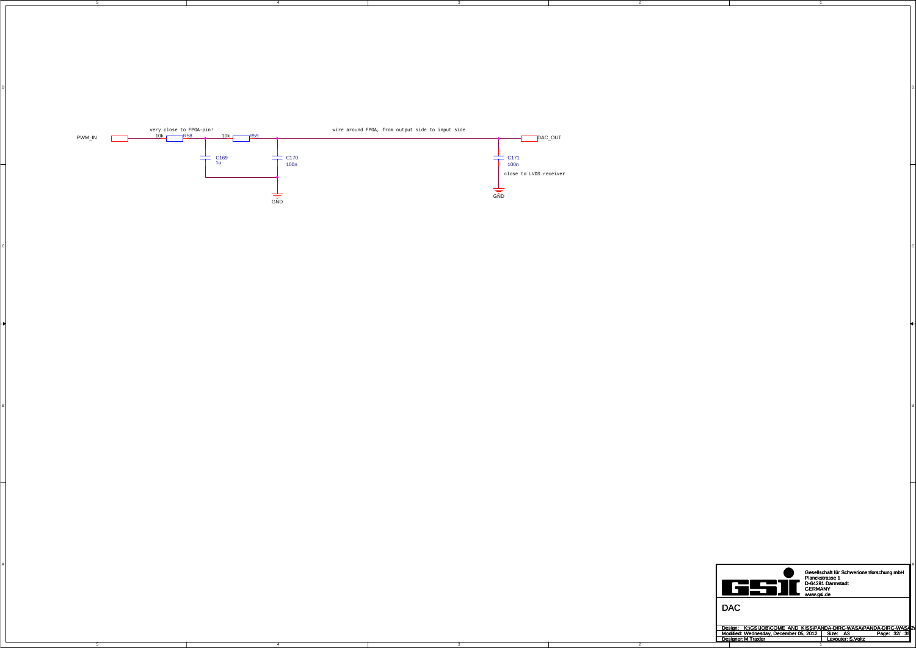PWM_IN

very close to FPGA-pin!

10k R58

10k R59

wire around FPGA, from output side to input side

DAC_OUT

C169 1u

C170 100n

C171 100n

close to LVDS receiver

GND

GND

Gesellschaft für Schwerionenforschung mbH
Planckstrasse 1
D-64291 Darmstadt
GERMANY
www.gsi.de

DAC

Design: K:\GSI\JOB\COME_AND_KISS\PANDA-DIRC-WASA\PANDA-DIRC-WASA2\
Modified: Wednesday, December 05, 2012 | Size: A3 | Page: 32/ 35
Designer: M.Traxler | Layouter: S.Voltz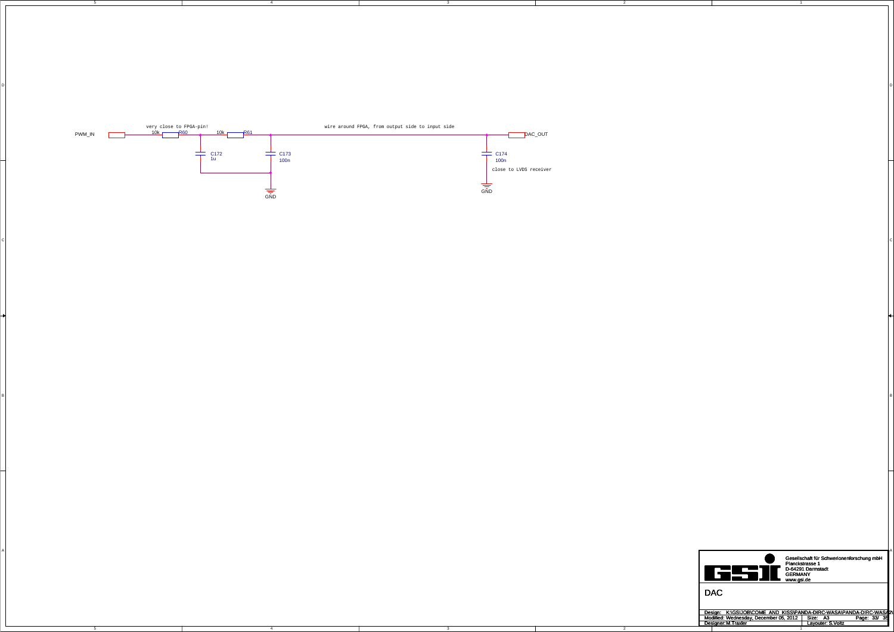PWM_IN

very close to FPGA-pin!

R60 10k

R61 10k

C172 1u

C173 100n

GND

wire around FPGA, from output side to input side

DAC_OUT

C174 100n

close to LVDS receiver

GND

Gesellschaft für Schwerionenforschung mbH
Planckstrasse 1
D-64291 Darmstadt
GERMANY
www.gsi.de

# DAC

Design: K:\GSI\JOB\COME_AND_KISS\PANDA-DIRC-WASA\PANDA-DIRC-WASA2\
Modified: Wednesday, December 05, 2012 | Size: A3 | Page: 33/ 39
Designer: M.Traxler | Layouter: S.Voltz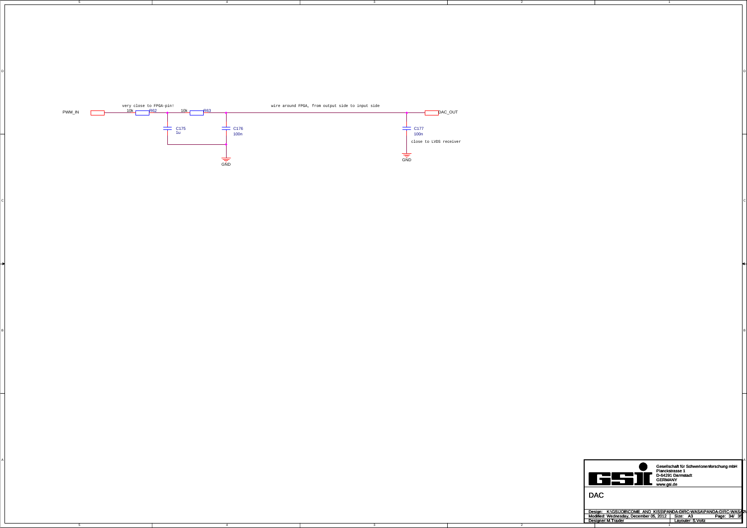PWM_IN

very close to FPGA-pin!

R62 10k

R63 10k

C175 1u

C176 100n

GND

wire around FPGA, from output side to input side

DAC_OUT

C177 100n

close to LVDS receiver

GND

Gesellschaft für Schwerionenforschung mbH
Planckstrasse 1
D-64291 Darmstadt
GERMANY
www.gsi.de

# DAC

| Design: K:\GSI\JOB\COME_AND_KISS\PANDA-DIRC-WASA\PANDA-DIRC-WASA2\ | | |
| --- | --- | --- |
| Modified: Wednesday, December 05, 2012 | Size: A3 | Page: 34/ 35 |
| Designer: M.Traxler | Layouter: S.Voltz | |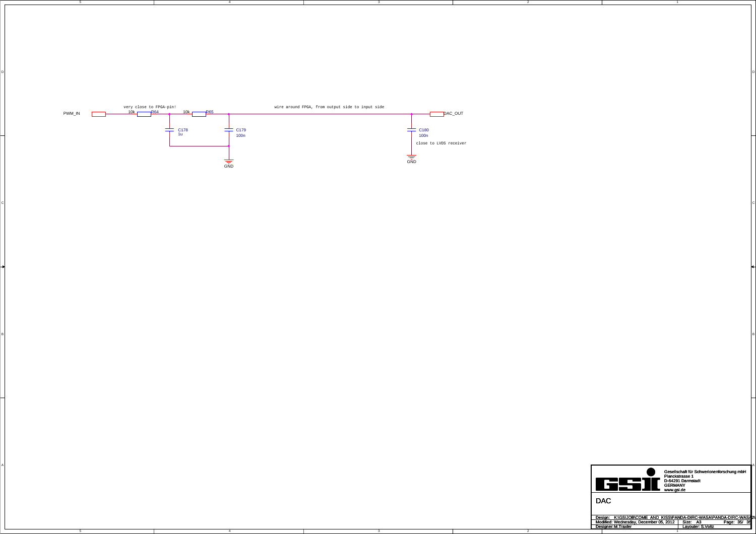PWM_IN

very close to FPGA-pin!

10k R64

10k R65

C178 1u

C179 100n

GND

wire around FPGA, from output side to input side

DAC_OUT

C180 100n

close to LVDS receiver

GND

Gesellschaft für Schwerionenforschung mbH
Planckstrasse 1
D-64291 Darmstadt
GERMANY
www.gsi.de

# DAC

Design: K:\GSI\JOB\COME_AND_KISS\PANDA-DIRC-WASA\PANDA-DIRC-WASA2\
Modified: Wednesday, December 05, 2012 | Size: A3 | Page: 35/ 39
Designer: M.Traxler | Layouter: S.Voltz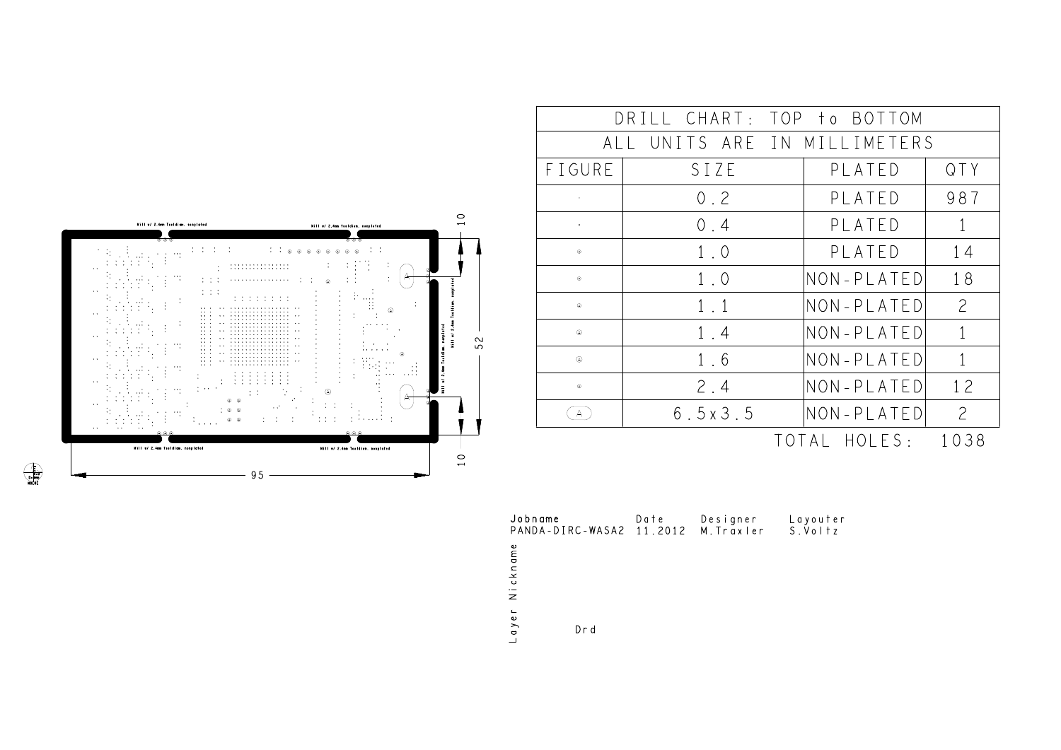Mill w/ 2.4mm Tooldiam. unplated

Mill w/ 2.4mm Tooldiam. unplated

Mill w/ 2.4mm Tooldiam. unplated

Mill w/ 2.4mm Tooldiam. unplated

Mill w/ 2.4mm Tooldiam. unplated

Mill w/ 2.4mm Tooldiam. unplated

10

52

10

95

| DRILL CHART: TOP to BOTTOM | | | |
|---|---|---|---|
| ALL UNITS ARE IN MILLIMETERS | | | |
| FIGURE | SIZE | PLATED | QTY |
| · | 0.2 | PLATED | 987 |
| · | 0.4 | PLATED | 1 |
| ⊙ | 1.0 | PLATED | 14 |
| ⊙ | 1.0 | NON-PLATED | 18 |
| ⊙ | 1.1 | NON-PLATED | 2 |
| ⊙ | 1.4 | NON-PLATED | 1 |
| ⊙ | 1.6 | NON-PLATED | 1 |
| ⊙ | 2.4 | NON-PLATED | 12 |
| A | 6.5x3.5 | NON-PLATED | 2 |

TOTAL HOLES: 1038

| Jobname | Date | Designer | Layouter |
|---|---|---|---|
| PANDA-DIRC-WASA2 | 11.2012 | M.Traxler | S.Voltz |

Layer Nickname

Drd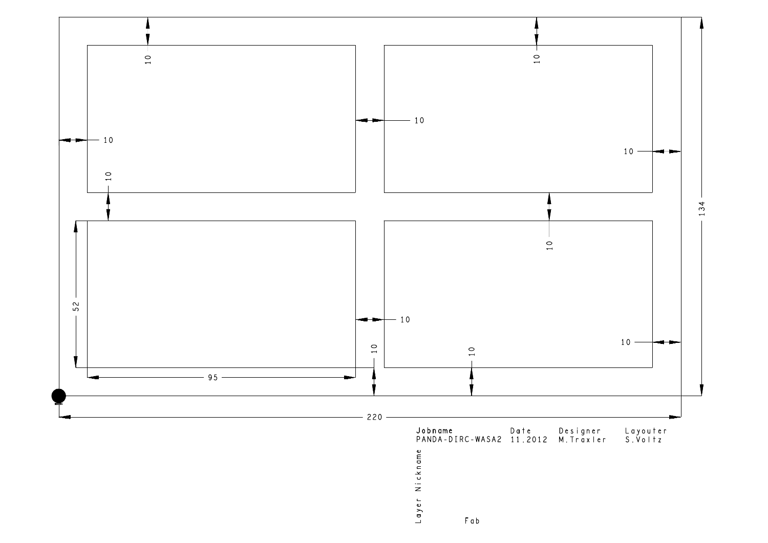| Jobname | Date | Designer | Layouter |
| --- | --- | --- | --- |
| PANDA-DIRC-WASA2 | 11.2012 | M.Traxler | S.Voltz |

Layer Nickname

Fab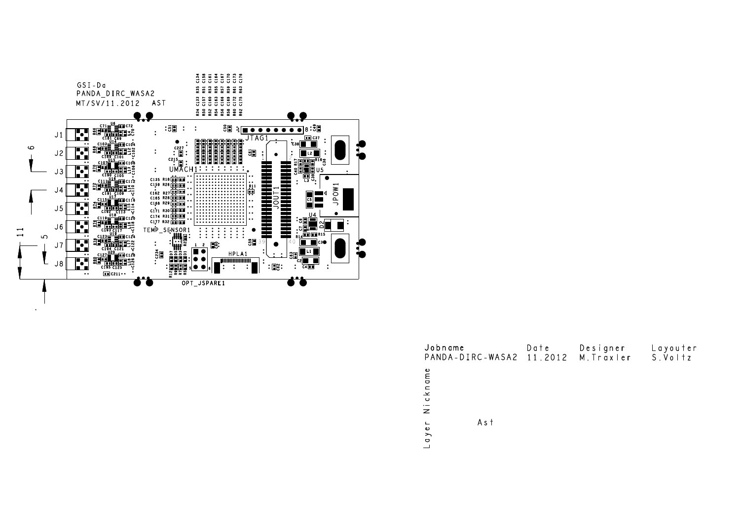GSI-Da
PANDA_DIRC_WASA2
MT/SV/11.2012 AST

| Jobname | Date | Designer | Layouter |
| --- | --- | --- | --- |
| PANDA-DIRC-WASA2 | 11.2012 | M.Traxler | S.Voltz |

Layer Nickname

Ast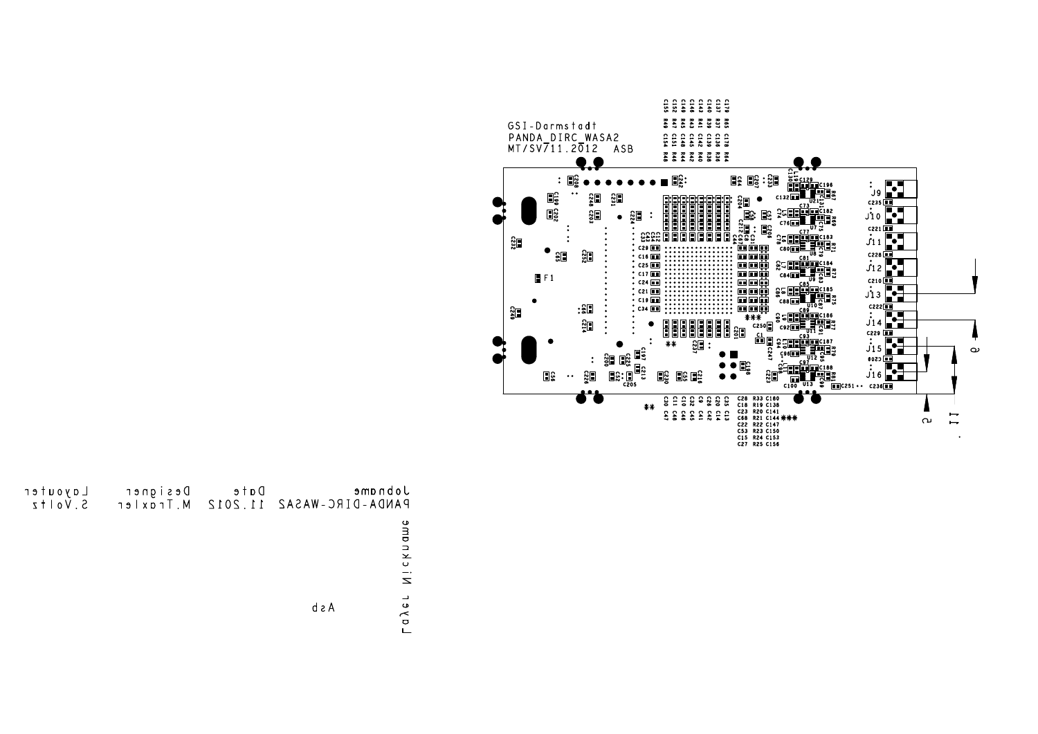GSI-Darmstadt
PANDA_DIRC_WASA2
MT/SV711.2012 ASB

| Jobname | Date | Designer | Layouter |
| --- | --- | --- | --- |
| PANDA-DIRC-WASA2 | 11.2012 | M.Traxler | S.Voltz |

Layer Nickname

Asb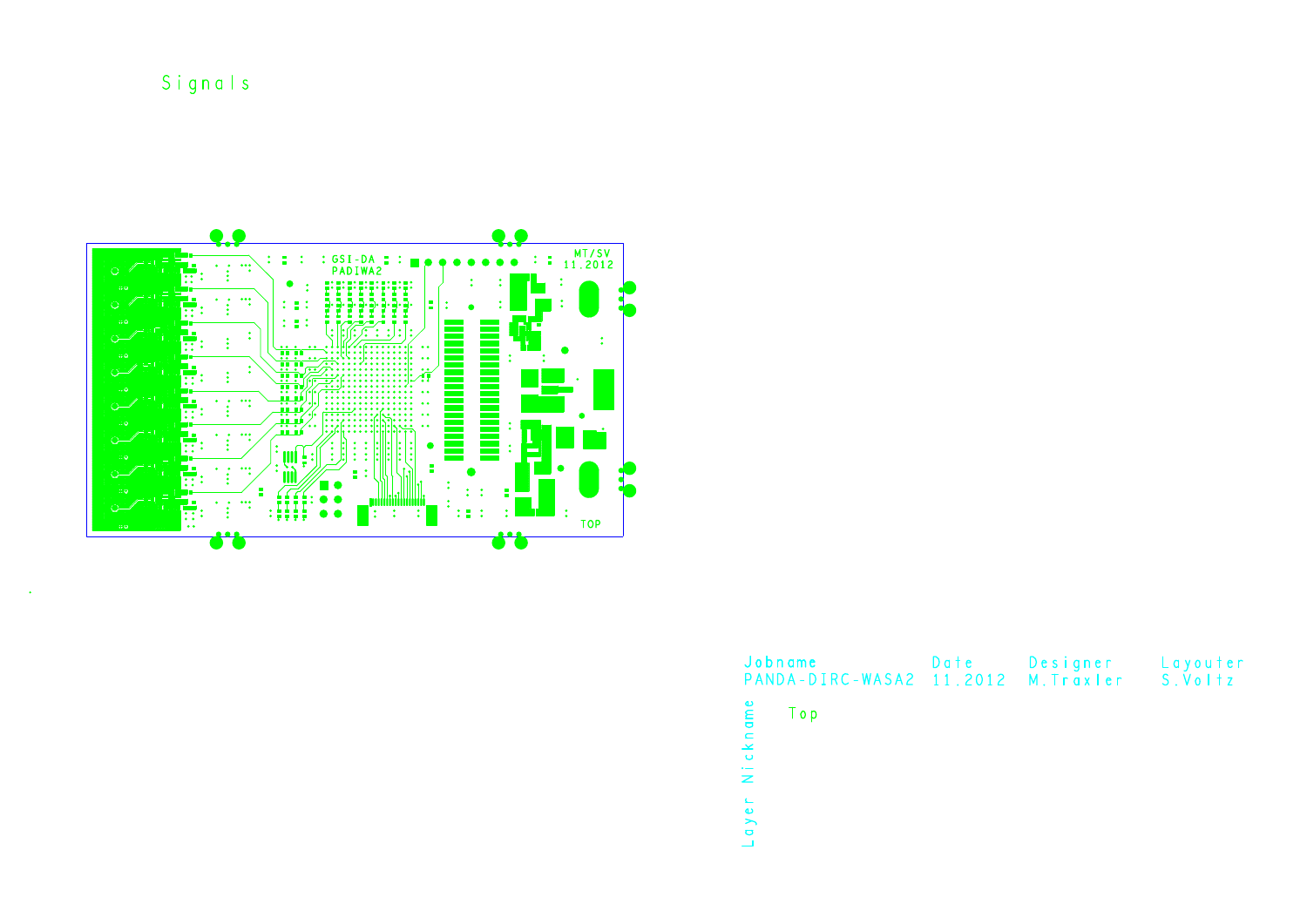Signals

GSI-DA
PADIWA2

MT/SV
11.2012

TOP

| Jobname | Date | Designer | Layouter |
| --- | --- | --- | --- |
| PANDA-DIRC-WASA2 | 11.2012 | M.Traxler | S.Voltz |

Layer Nickname

Top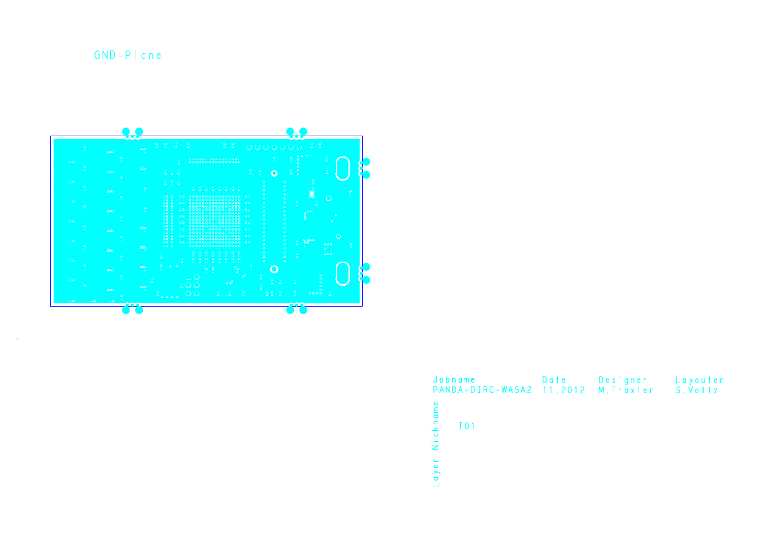GND-Plane

| Jobname | Date | Designer | Layouter |
| --- | --- | --- | --- |
| PANDA-DIRC-WASA2 | 11.2012 | M.Traxler | S.Voltz |

Layer Nickname

I01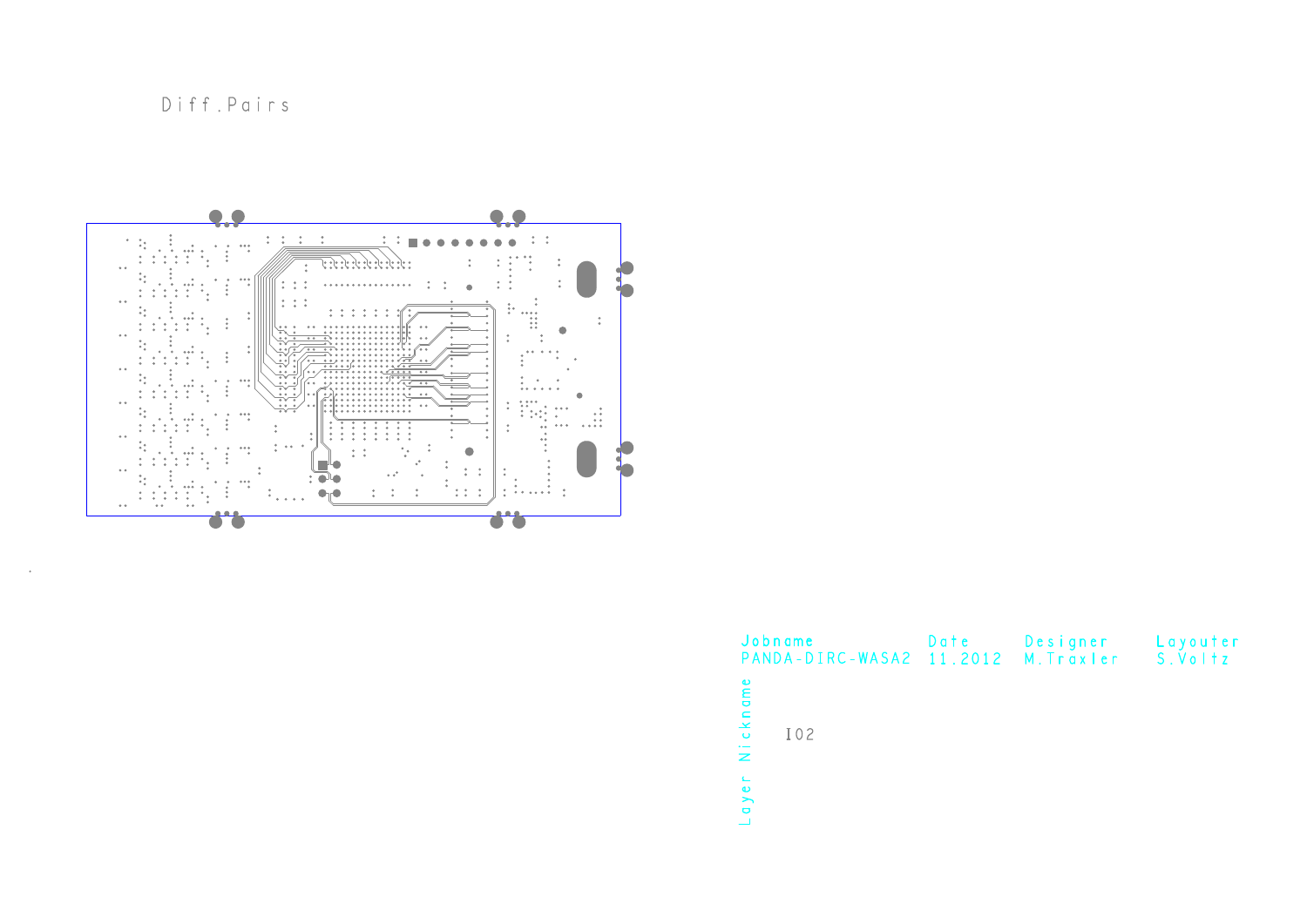Diff.Pairs

| Jobname | Date | Designer | Layouter |
| --- | --- | --- | --- |
| PANDA-DIRC-WASA2 | 11.2012 | M.Traxler | S.Voltz |

Layer Nickname

I02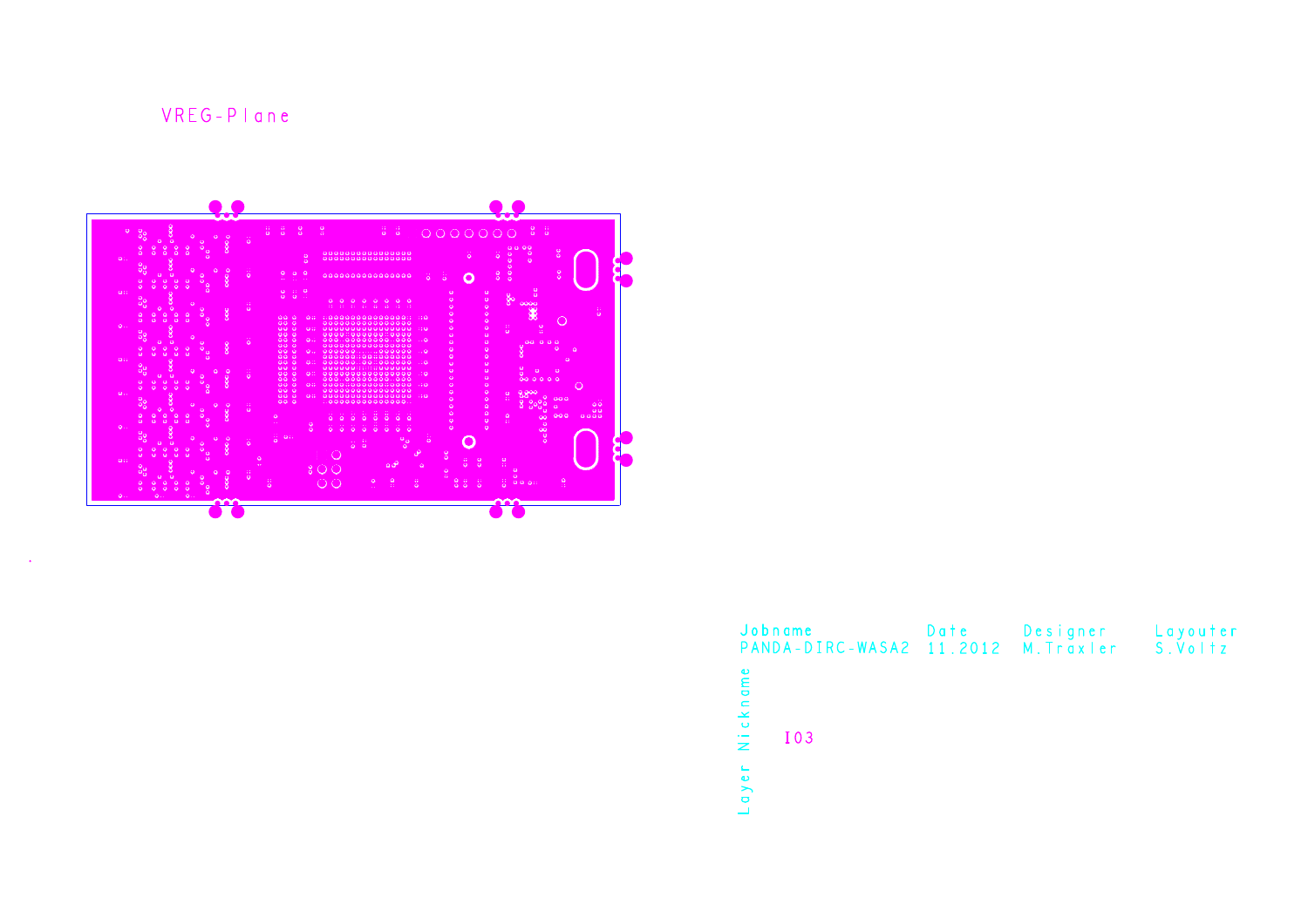VREG-Plane

| Jobname | Date | Designer | Layouter |
| --- | --- | --- | --- |
| PANDA-DIRC-WASA2 | 11.2012 | M.Traxler | S.Voltz |

Layer Nickname

I03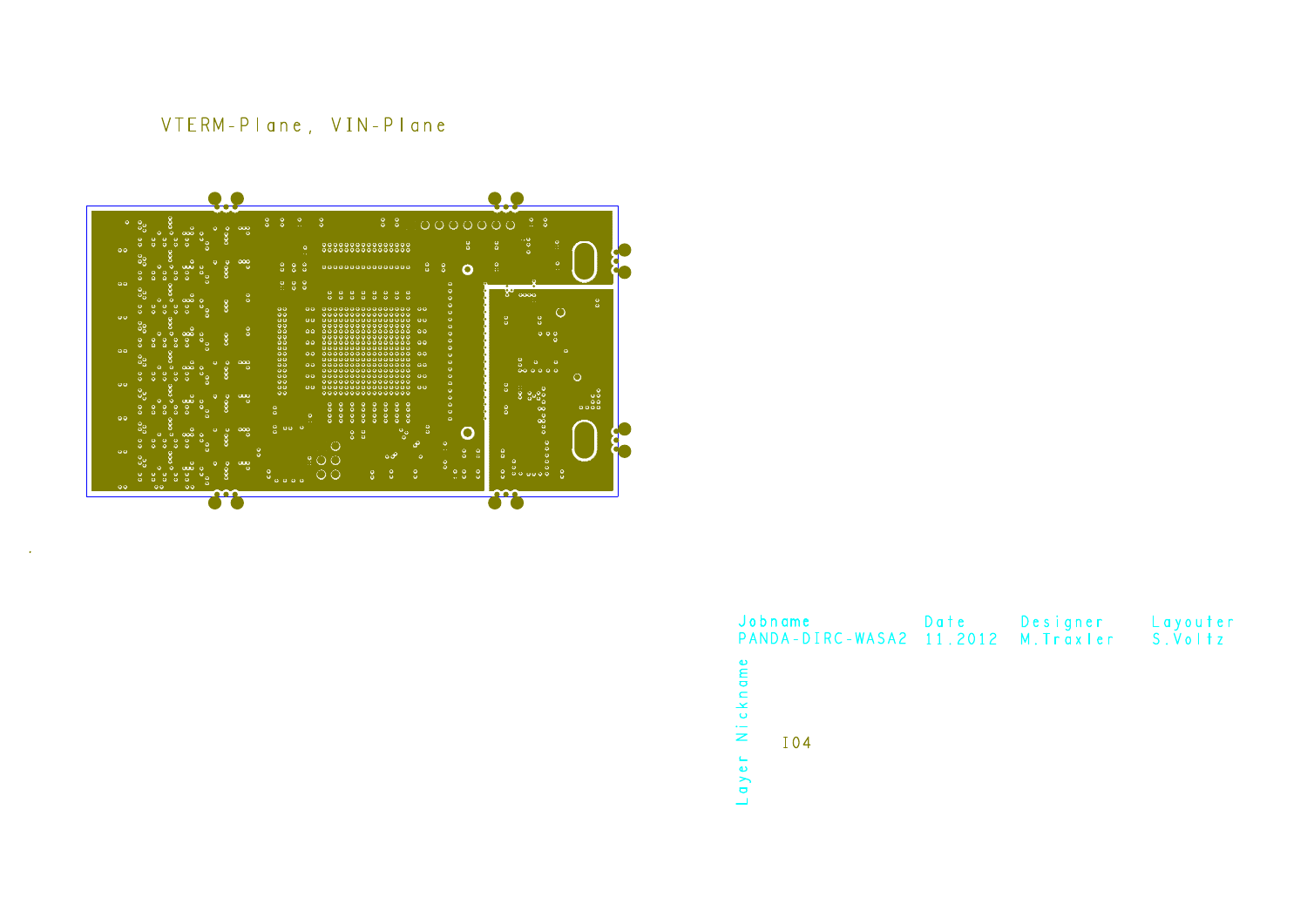VTERM-Plane, VIN-Plane

| Jobname | Date | Designer | Layouter |
| --- | --- | --- | --- |
| PANDA-DIRC-WASA2 | 11.2012 | M.Traxler | S.Voltz |

Layer Nickname

I04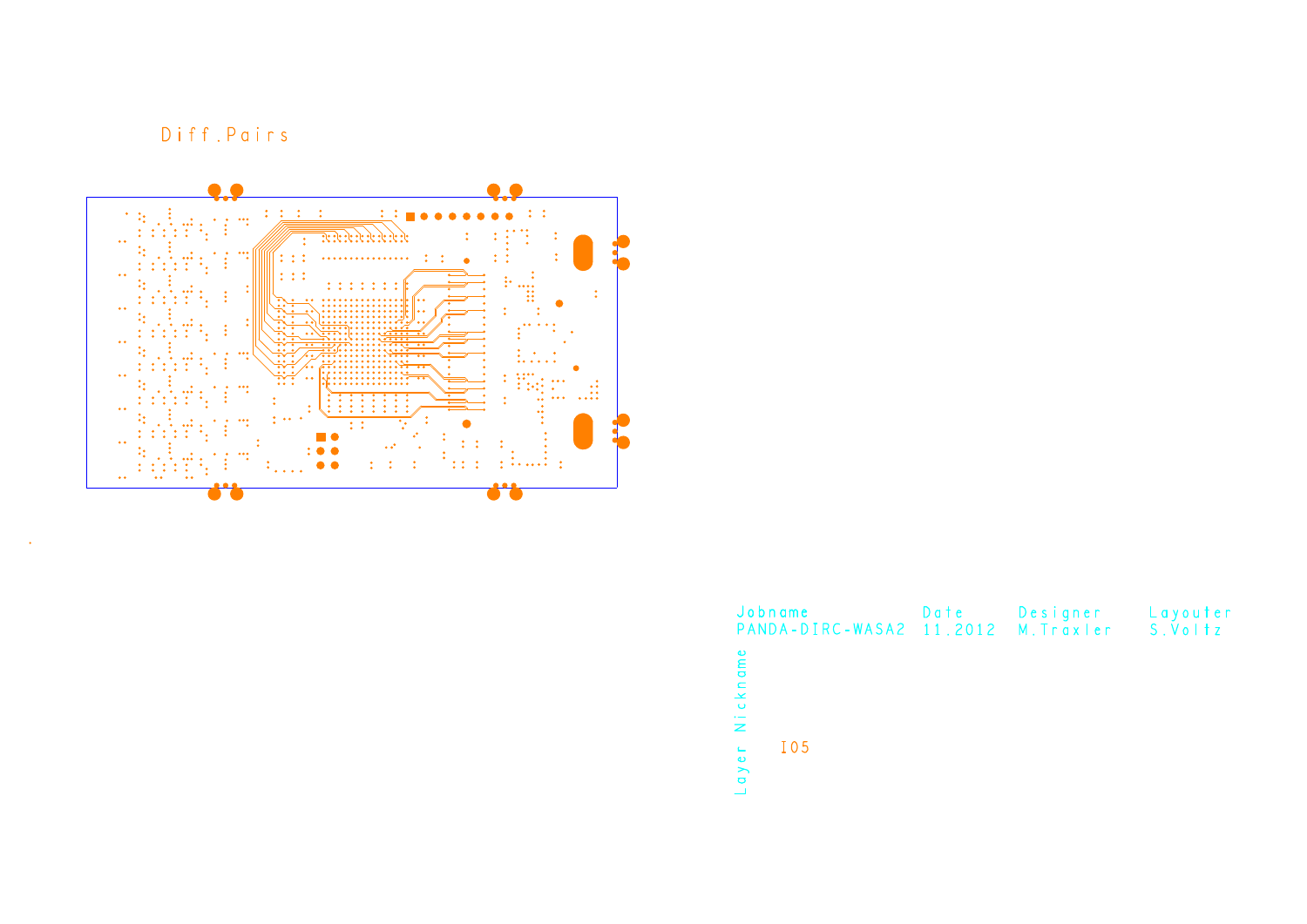Diff.Pairs

| Jobname | Date | Designer | Layouter |
|---|---|---|---|
| PANDA-DIRC-WASA2 | 11.2012 | M.Traxler | S.Voltz |

Layer Nickname

I05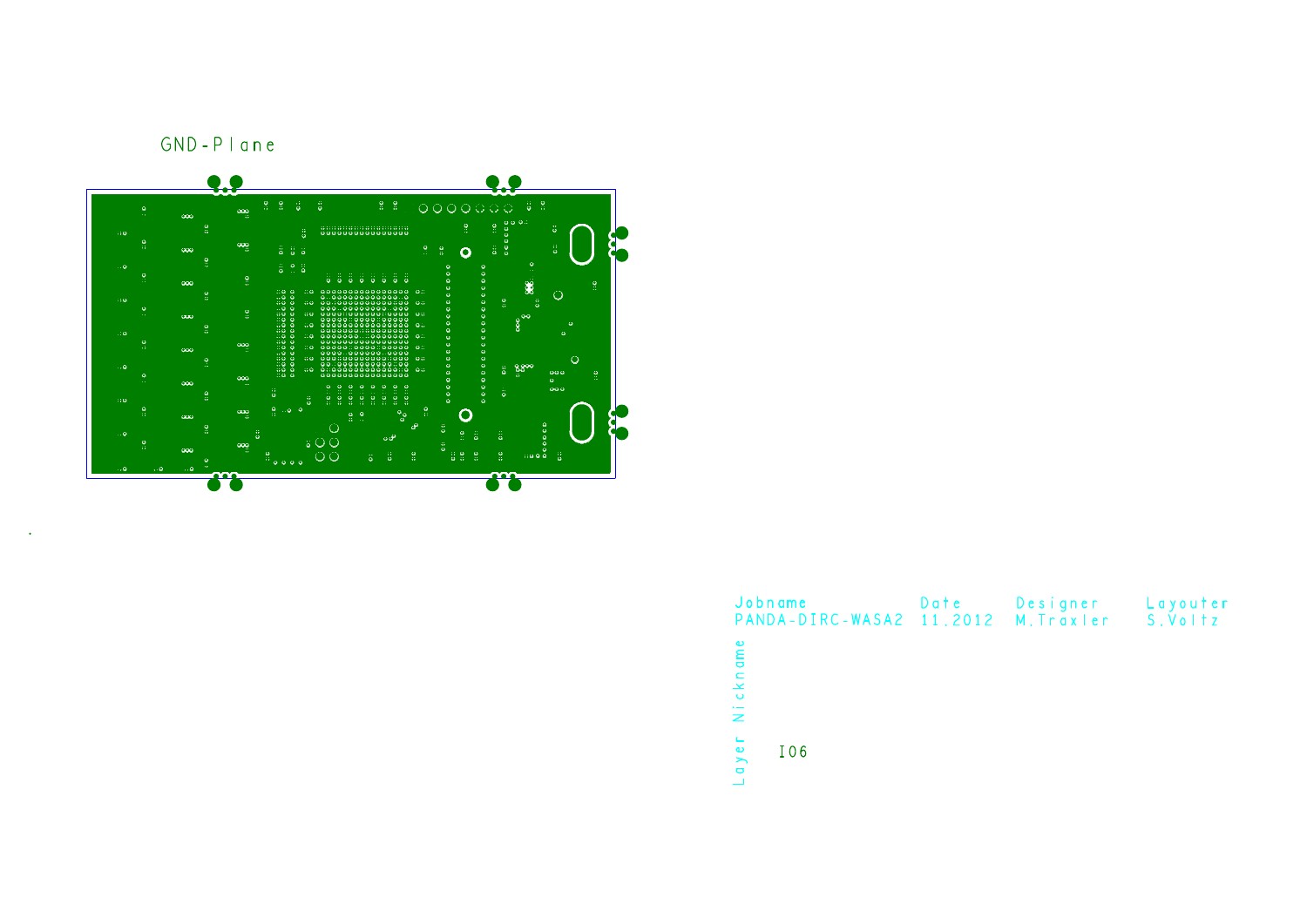GND-Plane

| Jobname | Date | Designer | Layouter |
| --- | --- | --- | --- |
| PANDA-DIRC-WASA2 | 11.2012 | M.Traxler | S.Voltz |

Layer Nickname

I06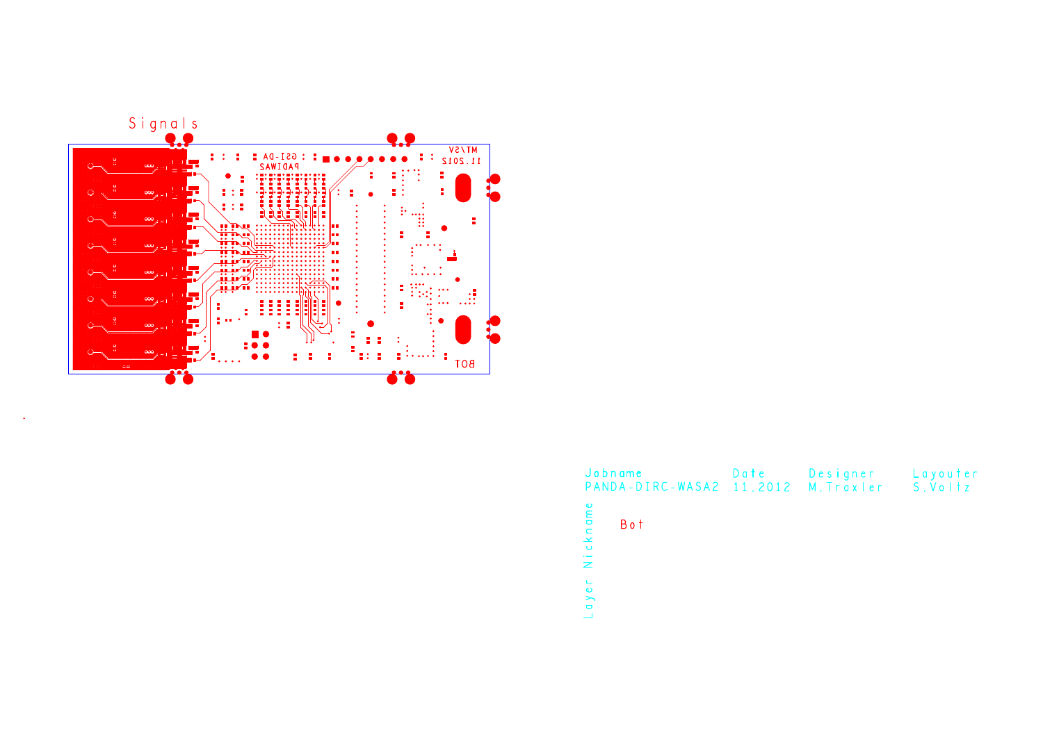Signals

MT/SV
11.2012

GSI-DA :
PADIWA2

BOT

| Jobname | Date | Designer | Layouter |
|---|---|---|---|
| PANDA-DIRC-WASA2 | 11.2012 | M.Traxler | S.Voltz |

Layer Nickname

Bot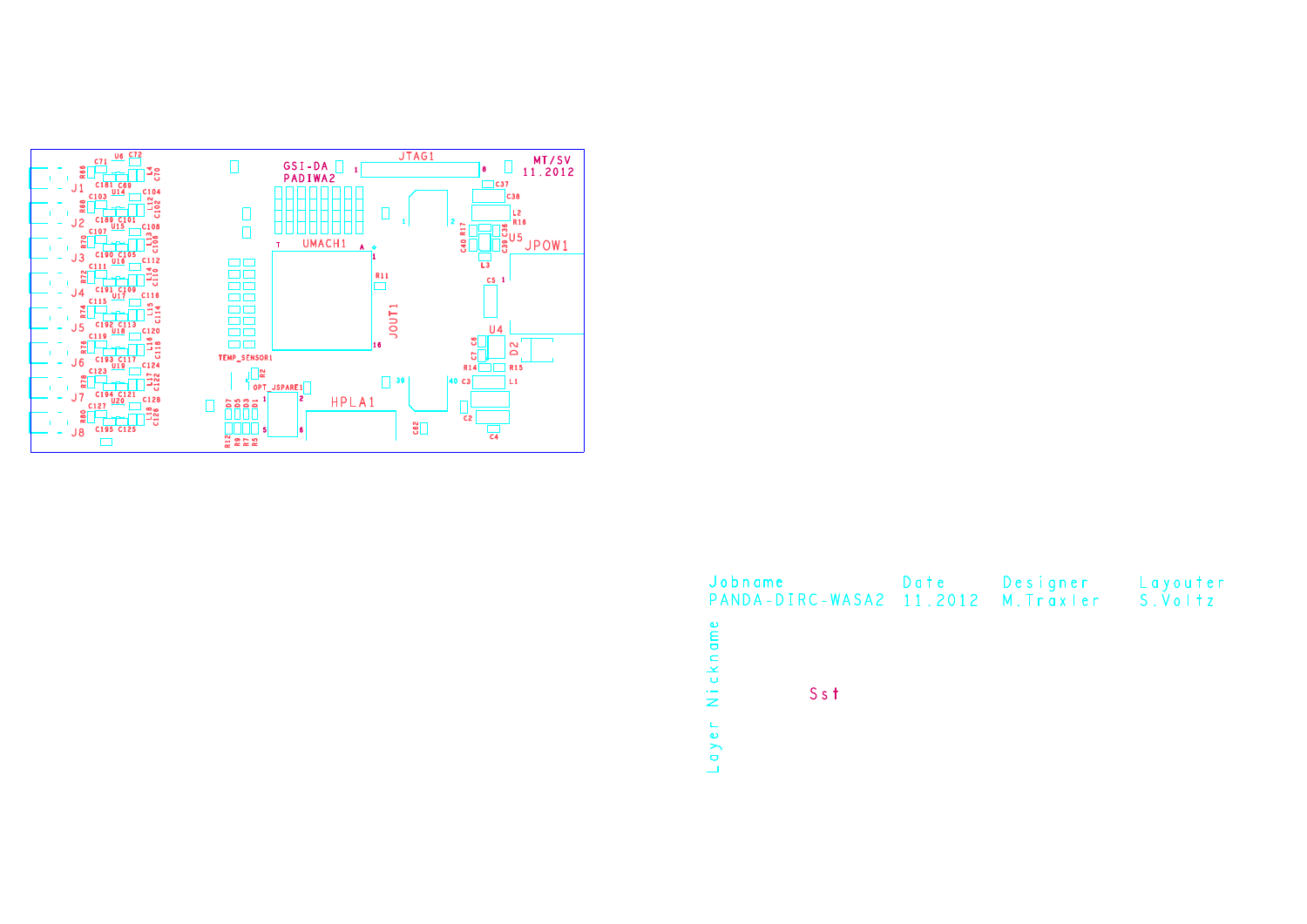| Jobname | Date | Designer | Layouter |
| --- | --- | --- | --- |
| PANDA-DIRC-WASA2 | 11.2012 | M.Traxler | S.Voltz |

Layer Nickname

Sst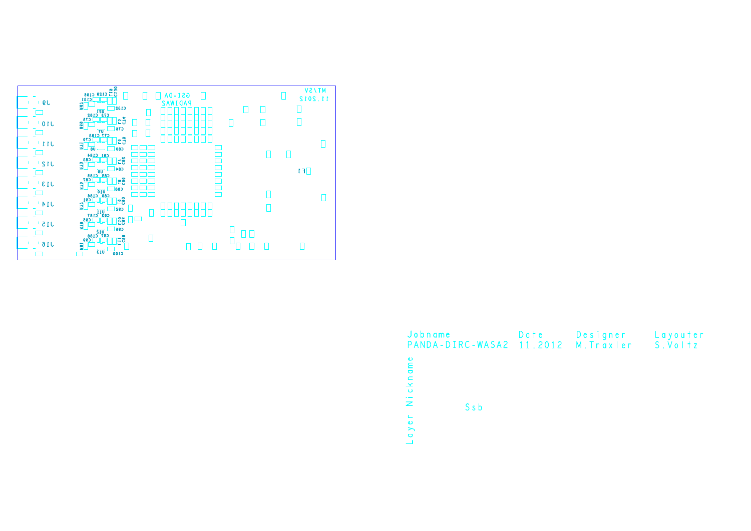| Jobname | Date | Designer | Layouter |
| --- | --- | --- | --- |
| PANDA-DIRC-WASA2 | 11.2012 | M.Traxler | S.Voltz |

Layer Nickname

Ssb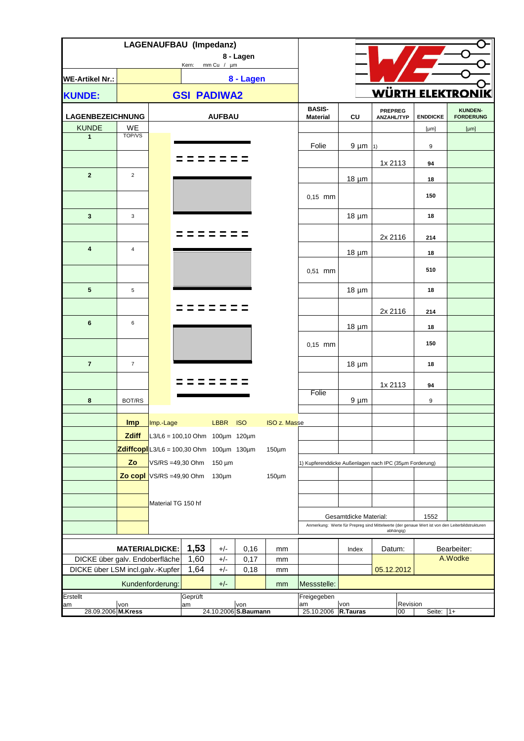# LAGENAUFBAU (Impedanz)

**8 - Lagen**

Kern: mm Cu / µm

**WE-Artikel Nr.:** | **8 - Lagen**

**KUNDE:** **GSI PADIWA2**

WÜRTH ELEKTRONIK

| LAGENBEZEICHNUNG KUNDE | WE | AUFBAU | BASIS-Material | CU | PREPREG ANZAHL/TYP | ENDDICKE [µm] | KUNDEN-FORDERUNG [µm] |
|---|---|---|---|---|---|---|---|
| 1 | TOP/VS | | Folie | 9 µm | 1) | 9 | |
| | | | | | 1x 2113 | 94 | |
| 2 | 2 | | | 18 µm | | 18 | |
| | | | 0,15 mm | | | 150 | |
| 3 | 3 | | | 18 µm | | 18 | |
| | | | | | 2x 2116 | 214 | |
| 4 | 4 | | | 18 µm | | 18 | |
| | | | 0,51 mm | | | 510 | |
| 5 | 5 | | | 18 µm | | 18 | |
| | | | | | 2x 2116 | 214 | |
| 6 | 6 | | | 18 µm | | 18 | |
| | | | 0,15 mm | | | 150 | |
| 7 | 7 | | | 18 µm | | 18 | |
| | | | | | 1x 2113 | 94 | |
| 8 | BOT/RS | | Folie | 9 µm | | 9 | |

| | | | | |
|---|---|---|---|---|
| **Imp** | Imp.-Lage | LBBR | ISO | ISO z. Masse |
| **Zdiff** | L3/L6 = 100,10 Ohm | 100µm | 120µm | |
| **Zdiffcopl** | L3/L6 = 100,30 Ohm | 100µm | 130µm | 150µm |
| **Zo** | VS/RS =49,30 Ohm | 150 µm | | |
| **Zo copl** | VS/RS =49,90 Ohm | 130µm | | 150µm |

Material TG 150 hf

1) Kupferenddicke Außenlagen nach IPC (35µm Forderung)

Gesamtdicke Material: 1552

Anmerkung: Werte für Prepreg sind Mittelwerte (der genaue Wert ist von den Leiterbildstrukturen abhängig)

| | | | | | | | |
|---|---|---|---|---|---|---|---|
| **MATERIALDICKE:** | 1,53 | +/- | 0,16 | mm | Index | Datum: | Bearbeiter: |
| DICKE über galv. Endoberfläche | 1,60 | +/- | 0,17 | mm | | | A.Wodke |
| DICKE über LSM incl.galv.-Kupfer | 1,64 | +/- | 0,18 | mm | | 05.12.2012 | |
| Kundenforderung: | | +/- | | mm | Messstelle: | | |

| Erstellt am | von | Geprüft am | von | Freigegeben am | von | Revision | Seite: |
|---|---|---|---|---|---|---|---|
| 28.09.2006 | **M.Kress** | 24.10.2006 | **S.Baumann** | 25.10.2006 | **R.Tauras** | 00 | 1+ |